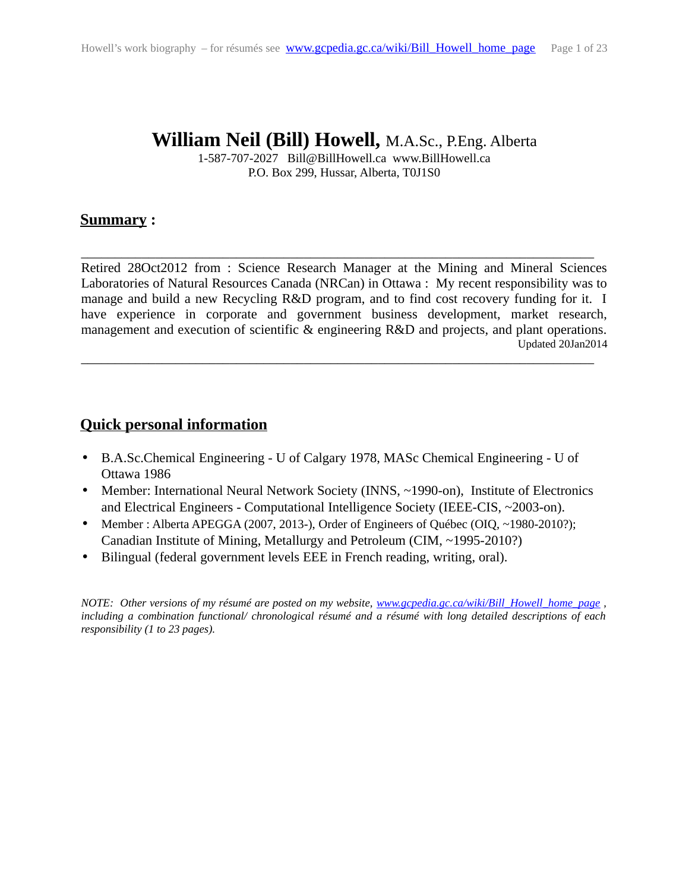# William Neil (Bill) Howell, M.A.Sc., P.Eng. Alberta

1-587-707-2027 Bill@BillHowell.ca www.BillHowell.ca
P.O. Box 299, Hussar, Alberta, T0J1S0

## Summary :

---

Retired 28Oct2012 from : Science Research Manager at the Mining and Mineral Sciences Laboratories of Natural Resources Canada (NRCan) in Ottawa : My recent responsibility was to manage and build a new Recycling R&D program, and to find cost recovery funding for it. I have experience in corporate and government business development, market research, management and execution of scientific & engineering R&D and projects, and plant operations.

Updated 20Jan2014

---

## Quick personal information

- B.A.Sc.Chemical Engineering - U of Calgary 1978, MASc Chemical Engineering - U of Ottawa 1986
- Member: International Neural Network Society (INNS, ~1990-on), Institute of Electronics and Electrical Engineers - Computational Intelligence Society (IEEE-CIS, ~2003-on).
- Member : Alberta APEGGA (2007, 2013-), Order of Engineers of Québec (OIQ, ~1980-2010?); Canadian Institute of Mining, Metallurgy and Petroleum (CIM, ~1995-2010?)
- Bilingual (federal government levels EEE in French reading, writing, oral).

*NOTE: Other versions of my résumé are posted on my website, [www.gcpedia.gc.ca/wiki/Bill_Howell_home_page](www.gcpedia.gc.ca/wiki/Bill_Howell_home_page) , including a combination functional/ chronological résumé and a résumé with long detailed descriptions of each responsibility (1 to 23 pages).*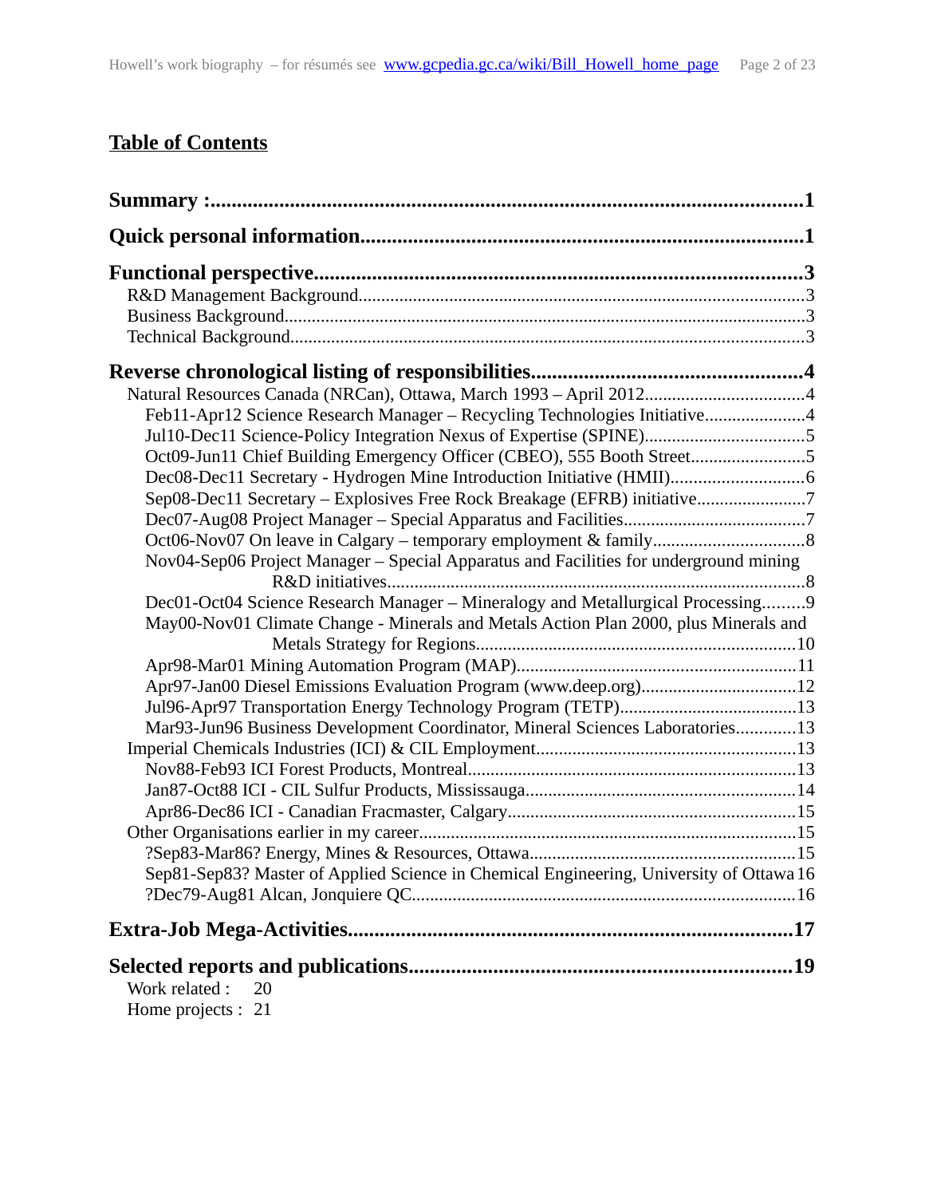## Table of Contents

**Summary :...1**

**Quick personal information...1**

**Functional perspective...3**

- R&D Management Background...3
- Business Background...3
- Technical Background...3

**Reverse chronological listing of responsibilities...4**

- Natural Resources Canada (NRCan), Ottawa, March 1993 – April 2012...4
  - Feb11-Apr12 Science Research Manager – Recycling Technologies Initiative...4
  - Jul10-Dec11 Science-Policy Integration Nexus of Expertise (SPINE)...5
  - Oct09-Jun11 Chief Building Emergency Officer (CBEO), 555 Booth Street...5
  - Dec08-Dec11 Secretary - Hydrogen Mine Introduction Initiative (HMII)...6
  - Sep08-Dec11 Secretary – Explosives Free Rock Breakage (EFRB) initiative...7
  - Dec07-Aug08 Project Manager – Special Apparatus and Facilities...7
  - Oct06-Nov07 On leave in Calgary – temporary employment & family...8
  - Nov04-Sep06 Project Manager – Special Apparatus and Facilities for underground mining R&D initiatives...8
  - Dec01-Oct04 Science Research Manager – Mineralogy and Metallurgical Processing...9
  - May00-Nov01 Climate Change - Minerals and Metals Action Plan 2000, plus Minerals and Metals Strategy for Regions...10
  - Apr98-Mar01 Mining Automation Program (MAP)...11
  - Apr97-Jan00 Diesel Emissions Evaluation Program (www.deep.org)...12
  - Jul96-Apr97 Transportation Energy Technology Program (TETP)...13
  - Mar93-Jun96 Business Development Coordinator, Mineral Sciences Laboratories...13
- Imperial Chemicals Industries (ICI) & CIL Employment...13
  - Nov88-Feb93 ICI Forest Products, Montreal...13
  - Jan87-Oct88 ICI - CIL Sulfur Products, Mississauga...14
  - Apr86-Dec86 ICI - Canadian Fracmaster, Calgary...15
- Other Organisations earlier in my career...15
  - ?Sep83-Mar86? Energy, Mines & Resources, Ottawa...15
  - Sep81-Sep83? Master of Applied Science in Chemical Engineering, University of Ottawa...16
  - ?Dec79-Aug81 Alcan, Jonquiere QC...16

**Extra-Job Mega-Activities...17**

**Selected reports and publications...19**

- Work related : 20
- Home projects : 21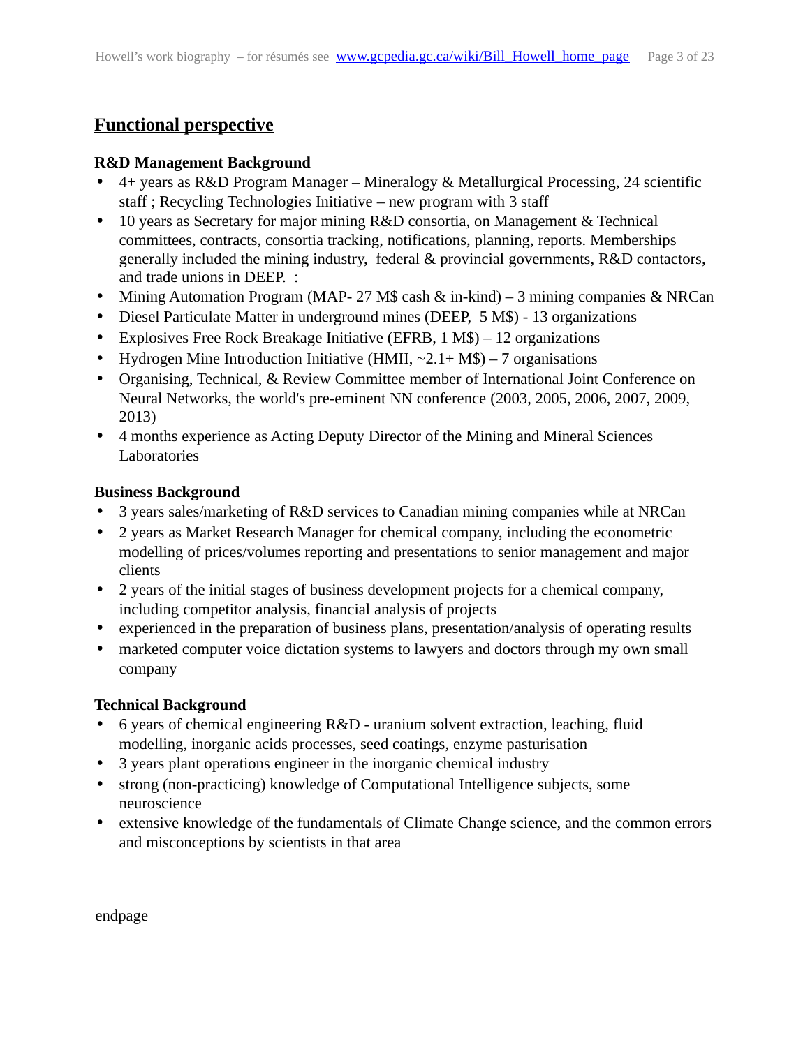## Functional perspective

**R&D Management Background**

- 4+ years as R&D Program Manager – Mineralogy & Metallurgical Processing, 24 scientific staff ; Recycling Technologies Initiative – new program with 3 staff
- 10 years as Secretary for major mining R&D consortia, on Management & Technical committees, contracts, consortia tracking, notifications, planning, reports. Memberships generally included the mining industry, federal & provincial governments, R&D contactors, and trade unions in DEEP. :
- Mining Automation Program (MAP- 27 M$ cash & in-kind) – 3 mining companies & NRCan
- Diesel Particulate Matter in underground mines (DEEP, 5 M$) - 13 organizations
- Explosives Free Rock Breakage Initiative (EFRB, 1 M$) – 12 organizations
- Hydrogen Mine Introduction Initiative (HMII, ~2.1+ M$) – 7 organisations
- Organising, Technical, & Review Committee member of International Joint Conference on Neural Networks, the world's pre-eminent NN conference (2003, 2005, 2006, 2007, 2009, 2013)
- 4 months experience as Acting Deputy Director of the Mining and Mineral Sciences Laboratories

**Business Background**

- 3 years sales/marketing of R&D services to Canadian mining companies while at NRCan
- 2 years as Market Research Manager for chemical company, including the econometric modelling of prices/volumes reporting and presentations to senior management and major clients
- 2 years of the initial stages of business development projects for a chemical company, including competitor analysis, financial analysis of projects
- experienced in the preparation of business plans, presentation/analysis of operating results
- marketed computer voice dictation systems to lawyers and doctors through my own small company

**Technical Background**

- 6 years of chemical engineering R&D - uranium solvent extraction, leaching, fluid modelling, inorganic acids processes, seed coatings, enzyme pasturisation
- 3 years plant operations engineer in the inorganic chemical industry
- strong (non-practicing) knowledge of Computational Intelligence subjects, some neuroscience
- extensive knowledge of the fundamentals of Climate Change science, and the common errors and misconceptions by scientists in that area

endpage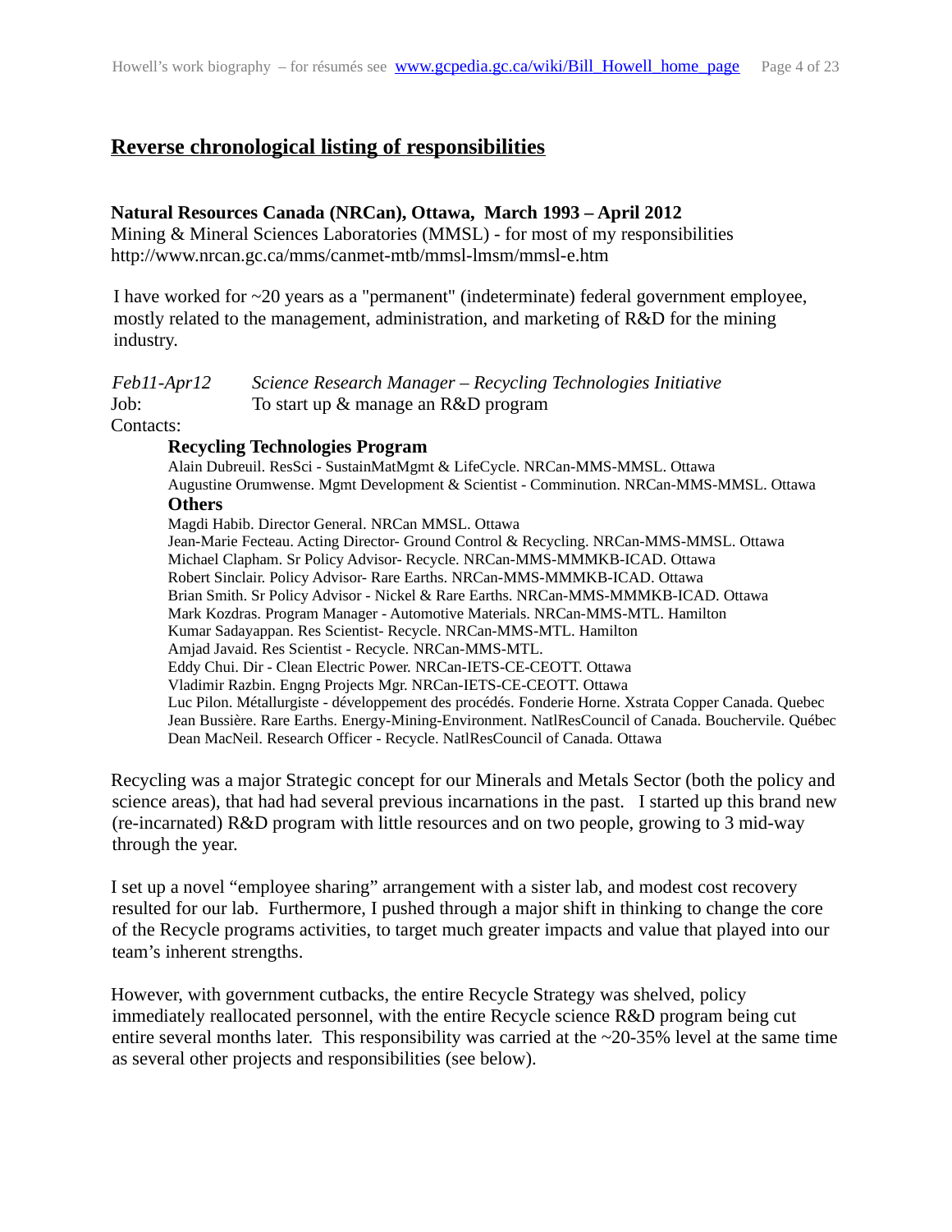## Reverse chronological listing of responsibilities

### Natural Resources Canada (NRCan), Ottawa, March 1993 – April 2012

Mining & Mineral Sciences Laboratories (MMSL) - for most of my responsibilities
http://www.nrcan.gc.ca/mms/canmet-mtb/mmsl-lmsm/mmsl-e.htm

I have worked for ~20 years as a "permanent" (indeterminate) federal government employee, mostly related to the management, administration, and marketing of R&D for the mining industry.

*Feb11-Apr12* *Science Research Manager – Recycling Technologies Initiative*
Job: To start up & manage an R&D program
Contacts:

**Recycling Technologies Program**

Alain Dubreuil. ResSci - SustainMatMgmt & LifeCycle. NRCan-MMS-MMSL. Ottawa
Augustine Orumwense. Mgmt Development & Scientist - Comminution. NRCan-MMS-MMSL. Ottawa

**Others**

Magdi Habib. Director General. NRCan MMSL. Ottawa
Jean-Marie Fecteau. Acting Director- Ground Control & Recycling. NRCan-MMS-MMSL. Ottawa
Michael Clapham. Sr Policy Advisor- Recycle. NRCan-MMS-MMMKB-ICAD. Ottawa
Robert Sinclair. Policy Advisor- Rare Earths. NRCan-MMS-MMMKB-ICAD. Ottawa
Brian Smith. Sr Policy Advisor - Nickel & Rare Earths. NRCan-MMS-MMMKB-ICAD. Ottawa
Mark Kozdras. Program Manager - Automotive Materials. NRCan-MMS-MTL. Hamilton
Kumar Sadayappan. Res Scientist- Recycle. NRCan-MMS-MTL. Hamilton
Amjad Javaid. Res Scientist - Recycle. NRCan-MMS-MTL.
Eddy Chui. Dir - Clean Electric Power. NRCan-IETS-CE-CEOTT. Ottawa
Vladimir Razbin. Engng Projects Mgr. NRCan-IETS-CE-CEOTT. Ottawa
Luc Pilon. Métallurgiste - développement des procédés. Fonderie Horne. Xstrata Copper Canada. Quebec
Jean Bussière. Rare Earths. Energy-Mining-Environment. NatlResCouncil of Canada. Bouchervile. Québec
Dean MacNeil. Research Officer - Recycle. NatlResCouncil of Canada. Ottawa

Recycling was a major Strategic concept for our Minerals and Metals Sector (both the policy and science areas), that had had several previous incarnations in the past. I started up this brand new (re-incarnated) R&D program with little resources and on two people, growing to 3 mid-way through the year.

I set up a novel "employee sharing" arrangement with a sister lab, and modest cost recovery resulted for our lab. Furthermore, I pushed through a major shift in thinking to change the core of the Recycle programs activities, to target much greater impacts and value that played into our team's inherent strengths.

However, with government cutbacks, the entire Recycle Strategy was shelved, policy immediately reallocated personnel, with the entire Recycle science R&D program being cut entire several months later. This responsibility was carried at the ~20-35% level at the same time as several other projects and responsibilities (see below).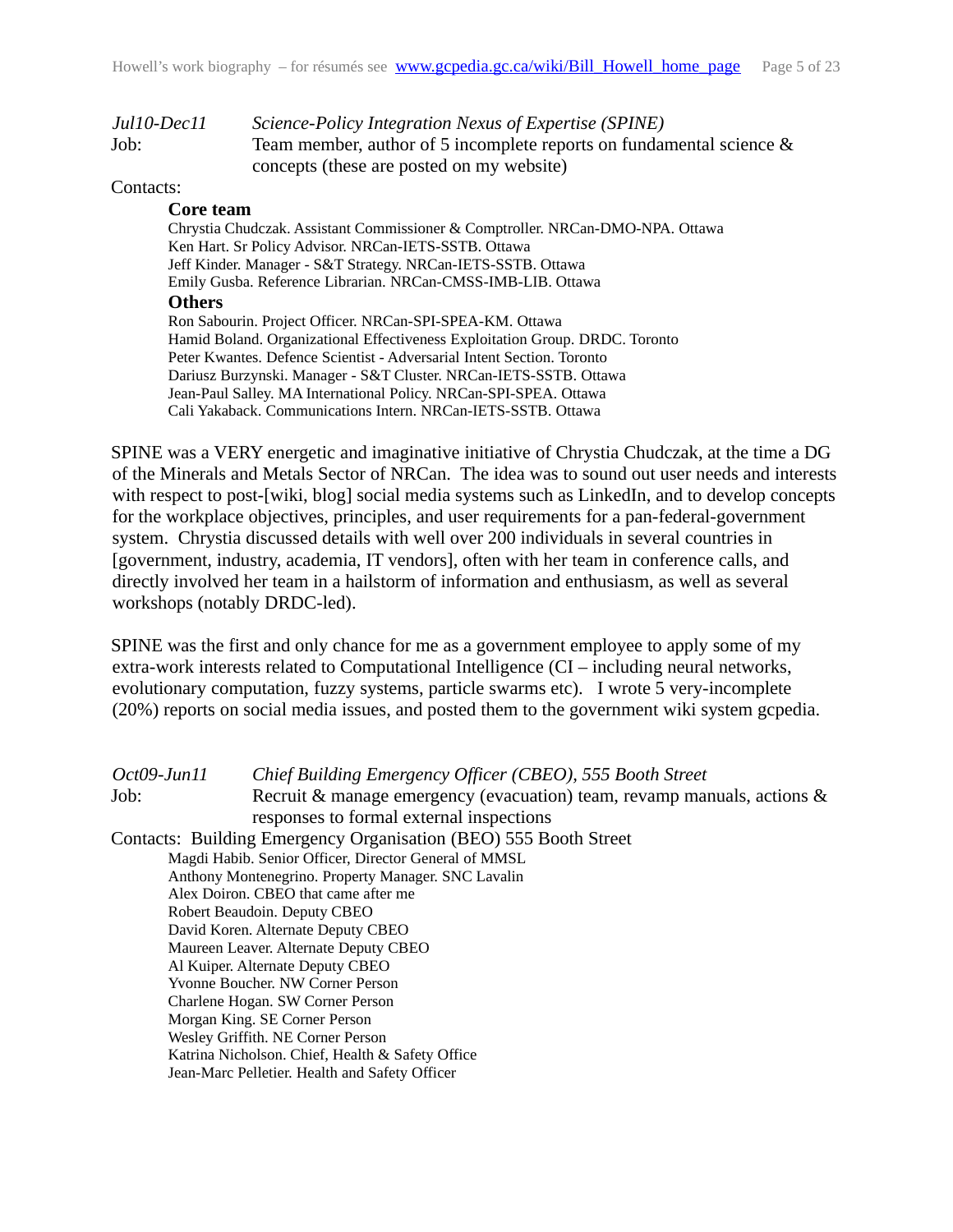*Jul10-Dec11* *Science-Policy Integration Nexus of Expertise (SPINE)*

Job: Team member, author of 5 incomplete reports on fundamental science & concepts (these are posted on my website)

Contacts:

**Core team**

Chrystia Chudczak. Assistant Commissioner & Comptroller. NRCan-DMO-NPA. Ottawa
Ken Hart. Sr Policy Advisor. NRCan-IETS-SSTB. Ottawa
Jeff Kinder. Manager - S&T Strategy. NRCan-IETS-SSTB. Ottawa
Emily Gusba. Reference Librarian. NRCan-CMSS-IMB-LIB. Ottawa

**Others**

Ron Sabourin. Project Officer. NRCan-SPI-SPEA-KM. Ottawa
Hamid Boland. Organizational Effectiveness Exploitation Group. DRDC. Toronto
Peter Kwantes. Defence Scientist - Adversarial Intent Section. Toronto
Dariusz Burzynski. Manager - S&T Cluster. NRCan-IETS-SSTB. Ottawa
Jean-Paul Salley. MA International Policy. NRCan-SPI-SPEA. Ottawa
Cali Yakaback. Communications Intern. NRCan-IETS-SSTB. Ottawa

SPINE was a VERY energetic and imaginative initiative of Chrystia Chudczak, at the time a DG of the Minerals and Metals Sector of NRCan. The idea was to sound out user needs and interests with respect to post-[wiki, blog] social media systems such as LinkedIn, and to develop concepts for the workplace objectives, principles, and user requirements for a pan-federal-government system. Chrystia discussed details with well over 200 individuals in several countries in [government, industry, academia, IT vendors], often with her team in conference calls, and directly involved her team in a hailstorm of information and enthusiasm, as well as several workshops (notably DRDC-led).

SPINE was the first and only chance for me as a government employee to apply some of my extra-work interests related to Computational Intelligence (CI – including neural networks, evolutionary computation, fuzzy systems, particle swarms etc). I wrote 5 very-incomplete (20%) reports on social media issues, and posted them to the government wiki system gcpedia.

*Oct09-Jun11* *Chief Building Emergency Officer (CBEO), 555 Booth Street*

Job: Recruit & manage emergency (evacuation) team, revamp manuals, actions & responses to formal external inspections

Contacts: Building Emergency Organisation (BEO) 555 Booth Street

Magdi Habib. Senior Officer, Director General of MMSL
Anthony Montenegrino. Property Manager. SNC Lavalin
Alex Doiron. CBEO that came after me
Robert Beaudoin. Deputy CBEO
David Koren. Alternate Deputy CBEO
Maureen Leaver. Alternate Deputy CBEO
Al Kuiper. Alternate Deputy CBEO
Yvonne Boucher. NW Corner Person
Charlene Hogan. SW Corner Person
Morgan King. SE Corner Person
Wesley Griffith. NE Corner Person
Katrina Nicholson. Chief, Health & Safety Office
Jean-Marc Pelletier. Health and Safety Officer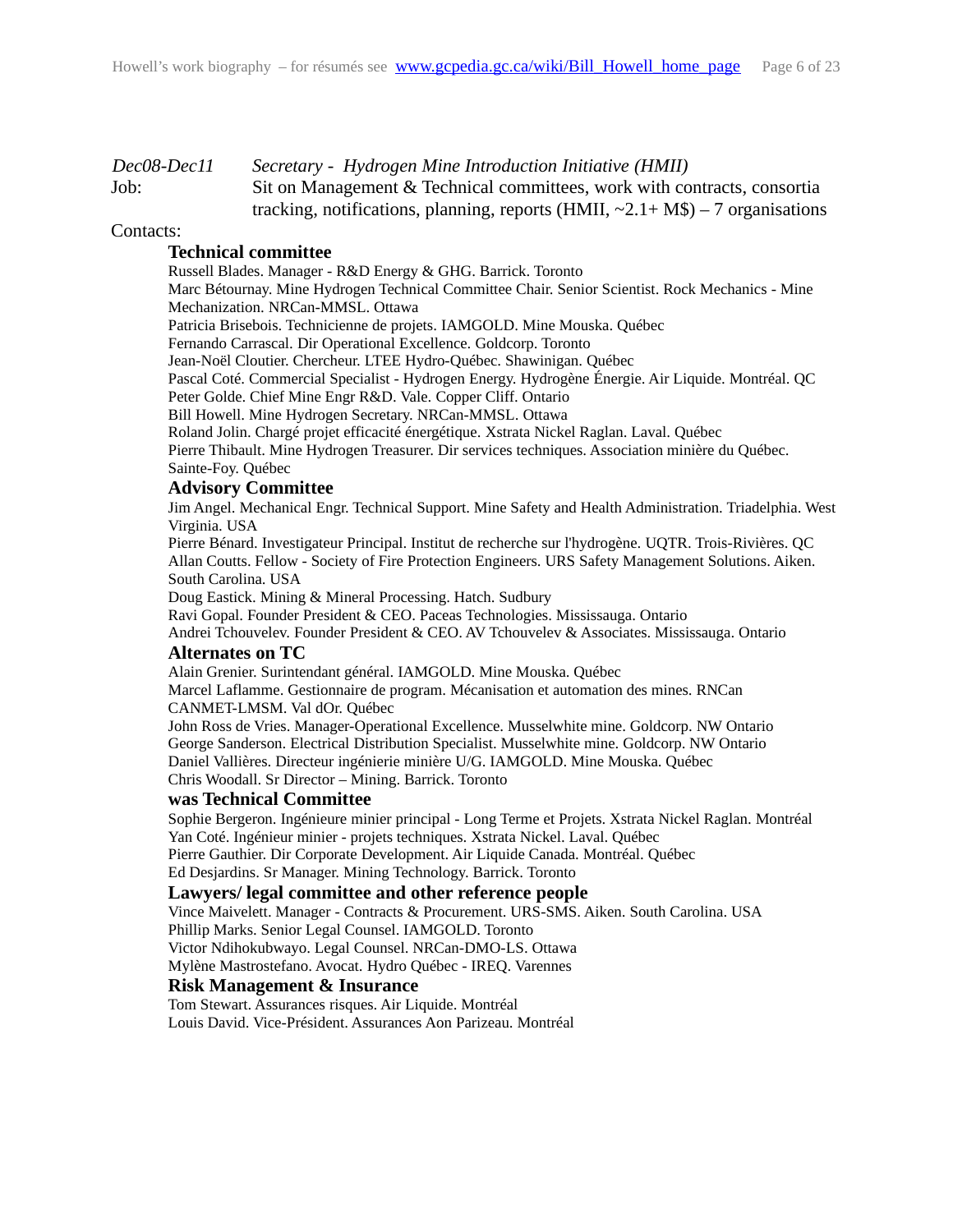*Dec08-Dec11* *Secretary - Hydrogen Mine Introduction Initiative (HMII)*

Job: Sit on Management & Technical committees, work with contracts, consortia tracking, notifications, planning, reports (HMII, ~2.1+ M$) – 7 organisations

Contacts:

### Technical committee

Russell Blades. Manager - R&D Energy & GHG. Barrick. Toronto
Marc Bétournay. Mine Hydrogen Technical Committee Chair. Senior Scientist. Rock Mechanics - Mine Mechanization. NRCan-MMSL. Ottawa
Patricia Brisebois. Technicienne de projets. IAMGOLD. Mine Mouska. Québec
Fernando Carrascal. Dir Operational Excellence. Goldcorp. Toronto
Jean-Noël Cloutier. Chercheur. LTEE Hydro-Québec. Shawinigan. Québec
Pascal Coté. Commercial Specialist - Hydrogen Energy. Hydrogène Énergie. Air Liquide. Montréal. QC
Peter Golde. Chief Mine Engr R&D. Vale. Copper Cliff. Ontario
Bill Howell. Mine Hydrogen Secretary. NRCan-MMSL. Ottawa
Roland Jolin. Chargé projet efficacité énergétique. Xstrata Nickel Raglan. Laval. Québec
Pierre Thibault. Mine Hydrogen Treasurer. Dir services techniques. Association minière du Québec. Sainte-Foy. Québec

### Advisory Committee

Jim Angel. Mechanical Engr. Technical Support. Mine Safety and Health Administration. Triadelphia. West Virginia. USA
Pierre Bénard. Investigateur Principal. Institut de recherche sur l'hydrogène. UQTR. Trois-Rivières. QC
Allan Coutts. Fellow - Society of Fire Protection Engineers. URS Safety Management Solutions. Aiken. South Carolina. USA
Doug Eastick. Mining & Mineral Processing. Hatch. Sudbury
Ravi Gopal. Founder President & CEO. Paceas Technologies. Mississauga. Ontario
Andrei Tchouvelev. Founder President & CEO. AV Tchouvelev & Associates. Mississauga. Ontario

### Alternates on TC

Alain Grenier. Surintendant général. IAMGOLD. Mine Mouska. Québec
Marcel Laflamme. Gestionnaire de program. Mécanisation et automation des mines. RNCan CANMET-LMSM. Val dOr. Québec
John Ross de Vries. Manager-Operational Excellence. Musselwhite mine. Goldcorp. NW Ontario
George Sanderson. Electrical Distribution Specialist. Musselwhite mine. Goldcorp. NW Ontario
Daniel Vallières. Directeur ingénierie minière U/G. IAMGOLD. Mine Mouska. Québec
Chris Woodall. Sr Director – Mining. Barrick. Toronto

### was Technical Committee

Sophie Bergeron. Ingénieure minier principal - Long Terme et Projets. Xstrata Nickel Raglan. Montréal
Yan Coté. Ingénieur minier - projets techniques. Xstrata Nickel. Laval. Québec
Pierre Gauthier. Dir Corporate Development. Air Liquide Canada. Montréal. Québec
Ed Desjardins. Sr Manager. Mining Technology. Barrick. Toronto

### Lawyers/ legal committee and other reference people

Vince Maivelett. Manager - Contracts & Procurement. URS-SMS. Aiken. South Carolina. USA
Phillip Marks. Senior Legal Counsel. IAMGOLD. Toronto
Victor Ndihokubwayo. Legal Counsel. NRCan-DMO-LS. Ottawa
Mylène Mastrostefano. Avocat. Hydro Québec - IREQ. Varennes

### Risk Management & Insurance

Tom Stewart. Assurances risques. Air Liquide. Montréal
Louis David. Vice-Président. Assurances Aon Parizeau. Montréal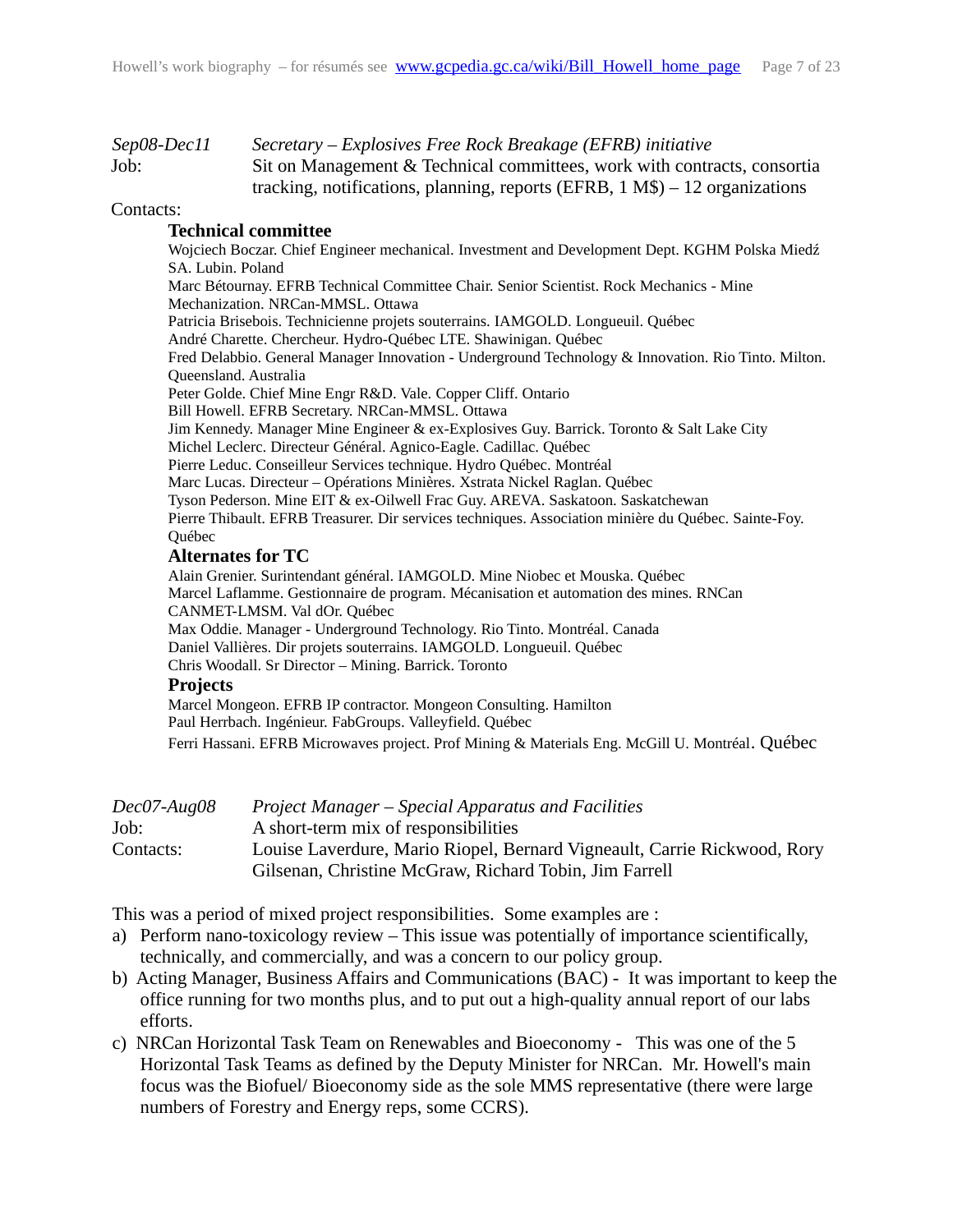*Sep08-Dec11* *Secretary – Explosives Free Rock Breakage (EFRB) initiative*
Job: Sit on Management & Technical committees, work with contracts, consortia tracking, notifications, planning, reports (EFRB, 1 M$) – 12 organizations

Contacts:

**Technical committee**

Wojciech Boczar. Chief Engineer mechanical. Investment and Development Dept. KGHM Polska Miedź SA. Lubin. Poland
Marc Bétournay. EFRB Technical Committee Chair. Senior Scientist. Rock Mechanics - Mine Mechanization. NRCan-MMSL. Ottawa
Patricia Brisebois. Technicienne projets souterrains. IAMGOLD. Longueuil. Québec
André Charette. Chercheur. Hydro-Québec LTE. Shawinigan. Québec
Fred Delabbio. General Manager Innovation - Underground Technology & Innovation. Rio Tinto. Milton. Queensland. Australia
Peter Golde. Chief Mine Engr R&D. Vale. Copper Cliff. Ontario
Bill Howell. EFRB Secretary. NRCan-MMSL. Ottawa
Jim Kennedy. Manager Mine Engineer & ex-Explosives Guy. Barrick. Toronto & Salt Lake City
Michel Leclerc. Directeur Général. Agnico-Eagle. Cadillac. Québec
Pierre Leduc. Conseilleur Services technique. Hydro Québec. Montréal
Marc Lucas. Directeur – Opérations Minières. Xstrata Nickel Raglan. Québec
Tyson Pederson. Mine EIT & ex-Oilwell Frac Guy. AREVA. Saskatoon. Saskatchewan
Pierre Thibault. EFRB Treasurer. Dir services techniques. Association minière du Québec. Sainte-Foy. Québec

**Alternates for TC**

Alain Grenier. Surintendant général. IAMGOLD. Mine Niobec et Mouska. Québec
Marcel Laflamme. Gestionnaire de program. Mécanisation et automation des mines. RNCan CANMET-LMSM. Val dOr. Québec
Max Oddie. Manager - Underground Technology. Rio Tinto. Montréal. Canada
Daniel Vallières. Dir projets souterrains. IAMGOLD. Longueuil. Québec
Chris Woodall. Sr Director – Mining. Barrick. Toronto

**Projects**

Marcel Mongeon. EFRB IP contractor. Mongeon Consulting. Hamilton
Paul Herrbach. Ingénieur. FabGroups. Valleyfield. Québec
Ferri Hassani. EFRB Microwaves project. Prof Mining & Materials Eng. McGill U. Montréal. Québec

*Dec07-Aug08* *Project Manager – Special Apparatus and Facilities*
Job: A short-term mix of responsibilities
Contacts: Louise Laverdure, Mario Riopel, Bernard Vigneault, Carrie Rickwood, Rory Gilsenan, Christine McGraw, Richard Tobin, Jim Farrell

This was a period of mixed project responsibilities. Some examples are :

a) Perform nano-toxicology review – This issue was potentially of importance scientifically, technically, and commercially, and was a concern to our policy group.
b) Acting Manager, Business Affairs and Communications (BAC) - It was important to keep the office running for two months plus, and to put out a high-quality annual report of our labs efforts.
c) NRCan Horizontal Task Team on Renewables and Bioeconomy - This was one of the 5 Horizontal Task Teams as defined by the Deputy Minister for NRCan. Mr. Howell's main focus was the Biofuel/ Bioeconomy side as the sole MMS representative (there were large numbers of Forestry and Energy reps, some CCRS).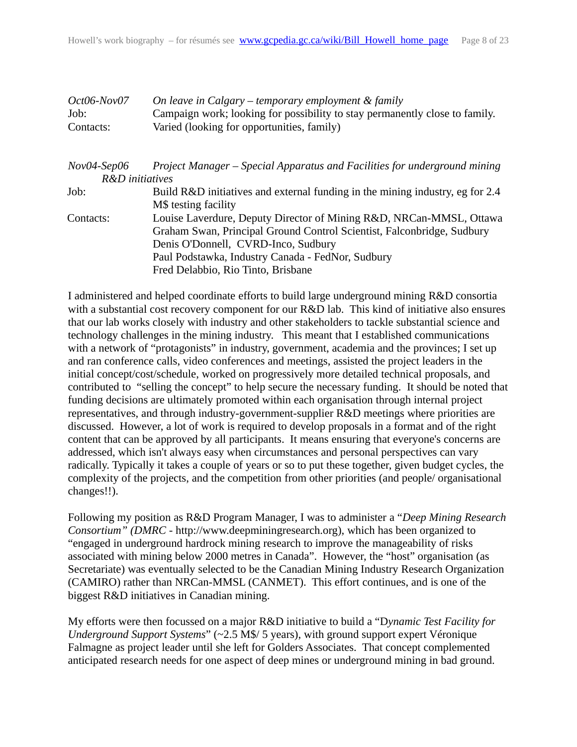*Oct06-Nov07* *On leave in Calgary – temporary employment & family*
Job: Campaign work; looking for possibility to stay permanently close to family.
Contacts: Varied (looking for opportunities, family)

*Nov04-Sep06* *Project Manager – Special Apparatus and Facilities for underground mining R&D initiatives*
Job: Build R&D initiatives and external funding in the mining industry, eg for 2.4 M$ testing facility
Contacts: Louise Laverdure, Deputy Director of Mining R&D, NRCan-MMSL, Ottawa
Graham Swan, Principal Ground Control Scientist, Falconbridge, Sudbury
Denis O'Donnell, CVRD-Inco, Sudbury
Paul Podstawka, Industry Canada - FedNor, Sudbury
Fred Delabbio, Rio Tinto, Brisbane

I administered and helped coordinate efforts to build large underground mining R&D consortia with a substantial cost recovery component for our R&D lab. This kind of initiative also ensures that our lab works closely with industry and other stakeholders to tackle substantial science and technology challenges in the mining industry. This meant that I established communications with a network of "protagonists" in industry, government, academia and the provinces; I set up and ran conference calls, video conferences and meetings, assisted the project leaders in the initial concept/cost/schedule, worked on progressively more detailed technical proposals, and contributed to "selling the concept" to help secure the necessary funding. It should be noted that funding decisions are ultimately promoted within each organisation through internal project representatives, and through industry-government-supplier R&D meetings where priorities are discussed. However, a lot of work is required to develop proposals in a format and of the right content that can be approved by all participants. It means ensuring that everyone's concerns are addressed, which isn't always easy when circumstances and personal perspectives can vary radically. Typically it takes a couple of years or so to put these together, given budget cycles, the complexity of the projects, and the competition from other priorities (and people/ organisational changes!!).

Following my position as R&D Program Manager, I was to administer a "*Deep Mining Research Consortium" (DMRC* - http://www.deepminingresearch.org), which has been organized to "engaged in underground hardrock mining research to improve the manageability of risks associated with mining below 2000 metres in Canada". However, the "host" organisation (as Secretariate) was eventually selected to be the Canadian Mining Industry Research Organization (CAMIRO) rather than NRCan-MMSL (CANMET). This effort continues, and is one of the biggest R&D initiatives in Canadian mining.

My efforts were then focussed on a major R&D initiative to build a "D*ynamic Test Facility for Underground Support Systems*" (~2.5 M$/ 5 years), with ground support expert Véronique Falmagne as project leader until she left for Golders Associates. That concept complemented anticipated research needs for one aspect of deep mines or underground mining in bad ground.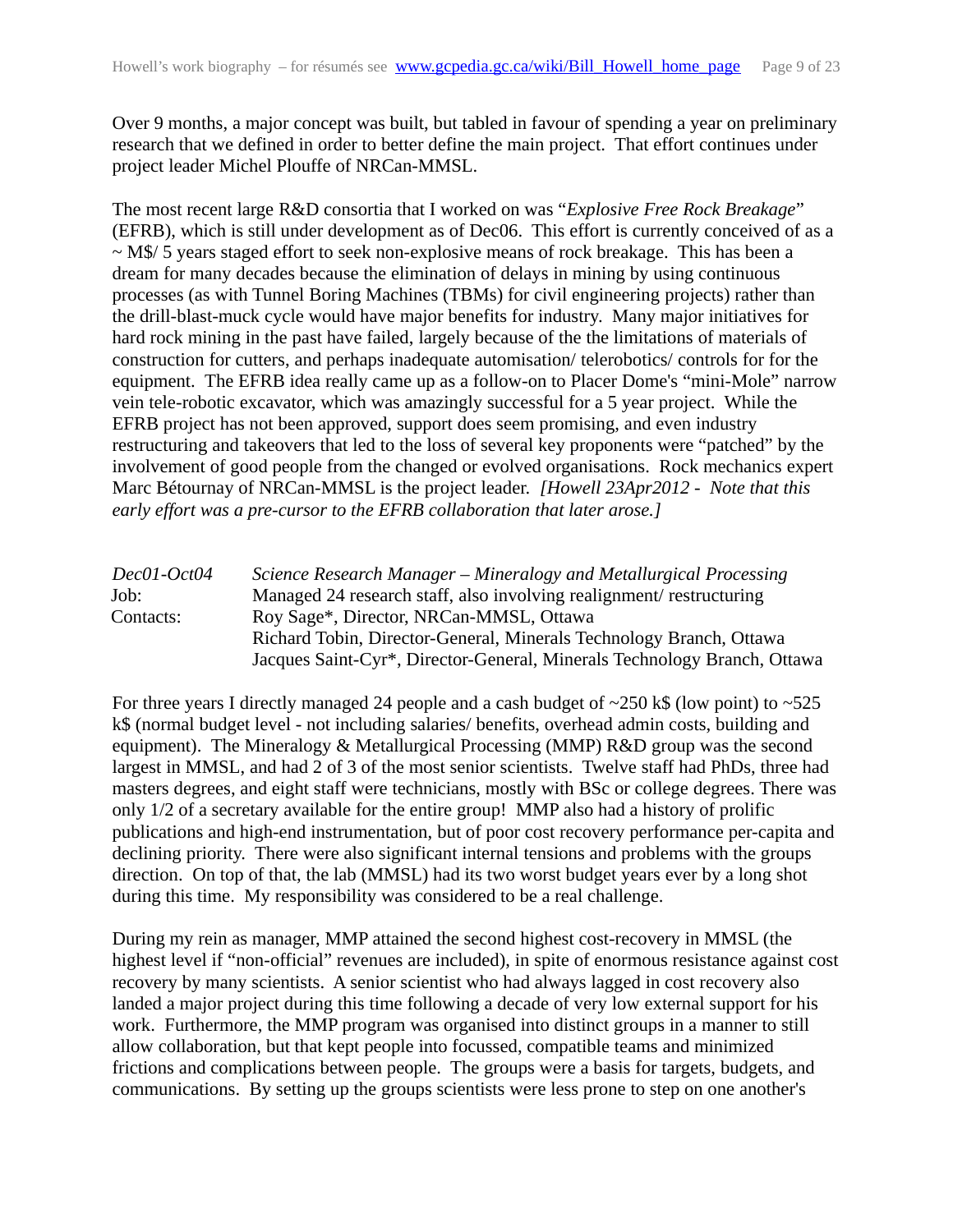Over 9 months, a major concept was built, but tabled in favour of spending a year on preliminary research that we defined in order to better define the main project. That effort continues under project leader Michel Plouffe of NRCan-MMSL.

The most recent large R&D consortia that I worked on was "*Explosive Free Rock Breakage*" (EFRB), which is still under development as of Dec06. This effort is currently conceived of as a ~ M$/ 5 years staged effort to seek non-explosive means of rock breakage. This has been a dream for many decades because the elimination of delays in mining by using continuous processes (as with Tunnel Boring Machines (TBMs) for civil engineering projects) rather than the drill-blast-muck cycle would have major benefits for industry. Many major initiatives for hard rock mining in the past have failed, largely because of the the limitations of materials of construction for cutters, and perhaps inadequate automisation/ telerobotics/ controls for for the equipment. The EFRB idea really came up as a follow-on to Placer Dome's "mini-Mole" narrow vein tele-robotic excavator, which was amazingly successful for a 5 year project. While the EFRB project has not been approved, support does seem promising, and even industry restructuring and takeovers that led to the loss of several key proponents were "patched" by the involvement of good people from the changed or evolved organisations. Rock mechanics expert Marc Bétournay of NRCan-MMSL is the project leader. *[Howell 23Apr2012 - Note that this early effort was a pre-cursor to the EFRB collaboration that later arose.]*

| *Dec01-Oct04* | *Science Research Manager – Mineralogy and Metallurgical Processing* |
|---|---|
| Job: | Managed 24 research staff, also involving realignment/ restructuring |
| Contacts: | Roy Sage*, Director, NRCan-MMSL, Ottawa |
| | Richard Tobin, Director-General, Minerals Technology Branch, Ottawa |
| | Jacques Saint-Cyr*, Director-General, Minerals Technology Branch, Ottawa |

For three years I directly managed 24 people and a cash budget of ~250 k$ (low point) to ~525 k$ (normal budget level - not including salaries/ benefits, overhead admin costs, building and equipment). The Mineralogy & Metallurgical Processing (MMP) R&D group was the second largest in MMSL, and had 2 of 3 of the most senior scientists. Twelve staff had PhDs, three had masters degrees, and eight staff were technicians, mostly with BSc or college degrees. There was only 1/2 of a secretary available for the entire group! MMP also had a history of prolific publications and high-end instrumentation, but of poor cost recovery performance per-capita and declining priority. There were also significant internal tensions and problems with the groups direction. On top of that, the lab (MMSL) had its two worst budget years ever by a long shot during this time. My responsibility was considered to be a real challenge.

During my rein as manager, MMP attained the second highest cost-recovery in MMSL (the highest level if "non-official" revenues are included), in spite of enormous resistance against cost recovery by many scientists. A senior scientist who had always lagged in cost recovery also landed a major project during this time following a decade of very low external support for his work. Furthermore, the MMP program was organised into distinct groups in a manner to still allow collaboration, but that kept people into focussed, compatible teams and minimized frictions and complications between people. The groups were a basis for targets, budgets, and communications. By setting up the groups scientists were less prone to step on one another's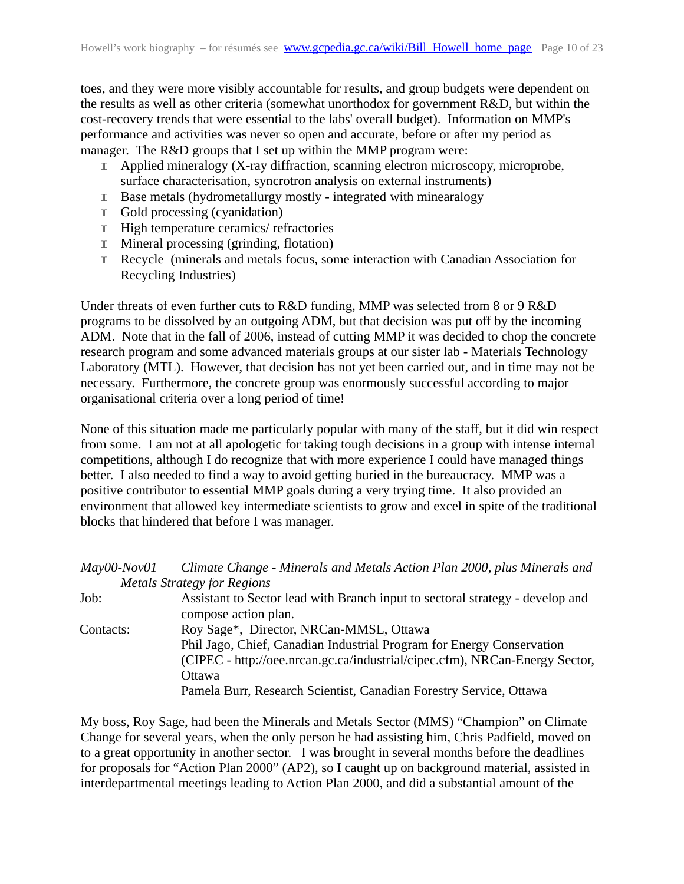toes, and they were more visibly accountable for results, and group budgets were dependent on the results as well as other criteria (somewhat unorthodox for government R&D, but within the cost-recovery trends that were essential to the labs' overall budget). Information on MMP's performance and activities was never so open and accurate, before or after my period as manager. The R&D groups that I set up within the MMP program were:

- Applied mineralogy (X-ray diffraction, scanning electron microscopy, microprobe, surface characterisation, syncrotron analysis on external instruments)
- Base metals (hydrometallurgy mostly - integrated with minearalogy
- Gold processing (cyanidation)
- High temperature ceramics/ refractories
- Mineral processing (grinding, flotation)
- Recycle (minerals and metals focus, some interaction with Canadian Association for Recycling Industries)

Under threats of even further cuts to R&D funding, MMP was selected from 8 or 9 R&D programs to be dissolved by an outgoing ADM, but that decision was put off by the incoming ADM. Note that in the fall of 2006, instead of cutting MMP it was decided to chop the concrete research program and some advanced materials groups at our sister lab - Materials Technology Laboratory (MTL). However, that decision has not yet been carried out, and in time may not be necessary. Furthermore, the concrete group was enormously successful according to major organisational criteria over a long period of time!

None of this situation made me particularly popular with many of the staff, but it did win respect from some. I am not at all apologetic for taking tough decisions in a group with intense internal competitions, although I do recognize that with more experience I could have managed things better. I also needed to find a way to avoid getting buried in the bureaucracy. MMP was a positive contributor to essential MMP goals during a very trying time. It also provided an environment that allowed key intermediate scientists to grow and excel in spite of the traditional blocks that hindered that before I was manager.

*May00-Nov01* *Climate Change - Minerals and Metals Action Plan 2000, plus Minerals and Metals Strategy for Regions*

Job: Assistant to Sector lead with Branch input to sectoral strategy - develop and compose action plan.

Contacts: Roy Sage*, Director, NRCan-MMSL, Ottawa
Phil Jago, Chief, Canadian Industrial Program for Energy Conservation (CIPEC - http://oee.nrcan.gc.ca/industrial/cipec.cfm), NRCan-Energy Sector, Ottawa
Pamela Burr, Research Scientist, Canadian Forestry Service, Ottawa

My boss, Roy Sage, had been the Minerals and Metals Sector (MMS) “Champion” on Climate Change for several years, when the only person he had assisting him, Chris Padfield, moved on to a great opportunity in another sector. I was brought in several months before the deadlines for proposals for “Action Plan 2000” (AP2), so I caught up on background material, assisted in interdepartmental meetings leading to Action Plan 2000, and did a substantial amount of the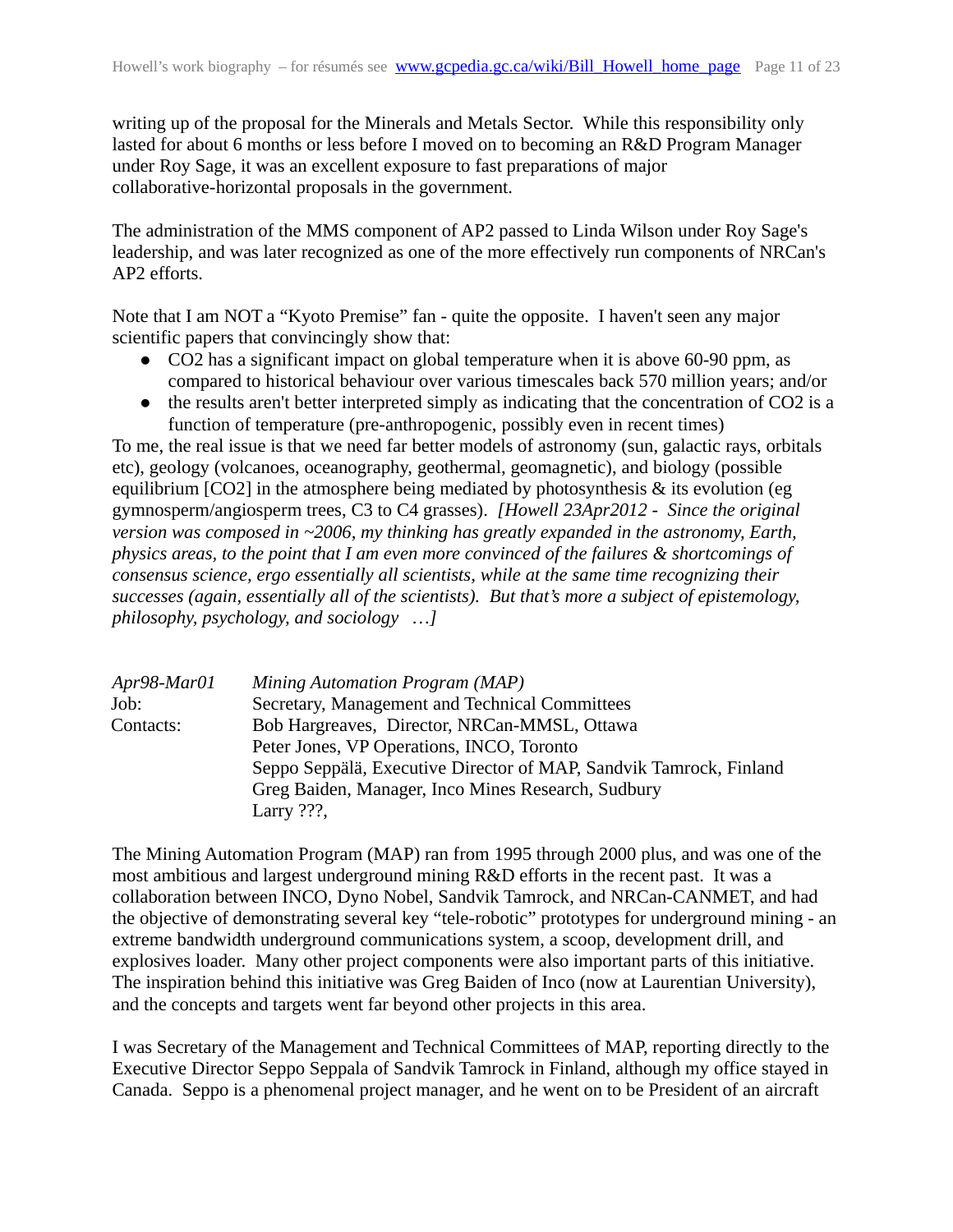writing up of the proposal for the Minerals and Metals Sector. While this responsibility only lasted for about 6 months or less before I moved on to becoming an R&D Program Manager under Roy Sage, it was an excellent exposure to fast preparations of major collaborative-horizontal proposals in the government.

The administration of the MMS component of AP2 passed to Linda Wilson under Roy Sage's leadership, and was later recognized as one of the more effectively run components of NRCan's AP2 efforts.

Note that I am NOT a "Kyoto Premise" fan - quite the opposite. I haven't seen any major scientific papers that convincingly show that:

- $CO_2$ has a significant impact on global temperature when it is above 60-90 ppm, as compared to historical behaviour over various timescales back 570 million years; and/or
- the results aren't better interpreted simply as indicating that the concentration of $CO_2$ is a function of temperature (pre-anthropogenic, possibly even in recent times)

To me, the real issue is that we need far better models of astronomy (sun, galactic rays, orbitals etc), geology (volcanoes, oceanography, geothermal, geomagnetic), and biology (possible equilibrium [$CO_2$] in the atmosphere being mediated by photosynthesis & its evolution (eg gymnosperm/angiosperm trees, C3 to C4 grasses). *[Howell 23Apr2012 - Since the original version was composed in ~2006, my thinking has greatly expanded in the astronomy, Earth, physics areas, to the point that I am even more convinced of the failures & shortcomings of consensus science, ergo essentially all scientists, while at the same time recognizing their successes (again, essentially all of the scientists). But that's more a subject of epistemology, philosophy, psychology, and sociology …]*

| | |
|---|---|
| *Apr98-Mar01* | *Mining Automation Program (MAP)* |
| Job: | Secretary, Management and Technical Committees |
| Contacts: | Bob Hargreaves, Director, NRCan-MMSL, Ottawa |
| | Peter Jones, VP Operations, INCO, Toronto |
| | Seppo Seppälä, Executive Director of MAP, Sandvik Tamrock, Finland |
| | Greg Baiden, Manager, Inco Mines Research, Sudbury |
| | Larry ???, |

The Mining Automation Program (MAP) ran from 1995 through 2000 plus, and was one of the most ambitious and largest underground mining R&D efforts in the recent past. It was a collaboration between INCO, Dyno Nobel, Sandvik Tamrock, and NRCan-CANMET, and had the objective of demonstrating several key "tele-robotic" prototypes for underground mining - an extreme bandwidth underground communications system, a scoop, development drill, and explosives loader. Many other project components were also important parts of this initiative. The inspiration behind this initiative was Greg Baiden of Inco (now at Laurentian University), and the concepts and targets went far beyond other projects in this area.

I was Secretary of the Management and Technical Committees of MAP, reporting directly to the Executive Director Seppo Seppala of Sandvik Tamrock in Finland, although my office stayed in Canada. Seppo is a phenomenal project manager, and he went on to be President of an aircraft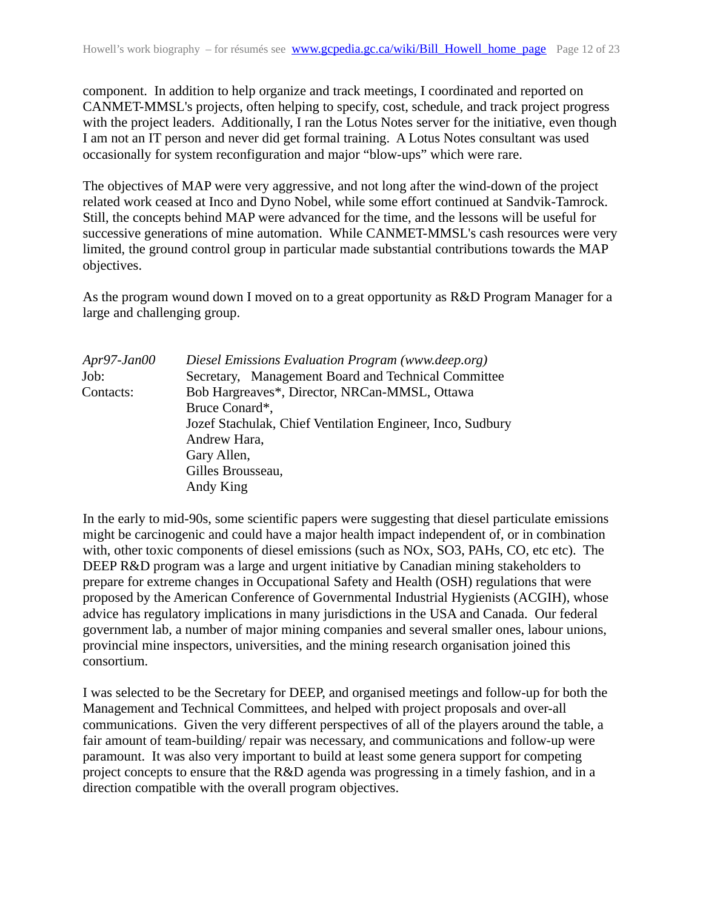component. In addition to help organize and track meetings, I coordinated and reported on CANMET-MMSL's projects, often helping to specify, cost, schedule, and track project progress with the project leaders. Additionally, I ran the Lotus Notes server for the initiative, even though I am not an IT person and never did get formal training. A Lotus Notes consultant was used occasionally for system reconfiguration and major "blow-ups" which were rare.

The objectives of MAP were very aggressive, and not long after the wind-down of the project related work ceased at Inco and Dyno Nobel, while some effort continued at Sandvik-Tamrock. Still, the concepts behind MAP were advanced for the time, and the lessons will be useful for successive generations of mine automation. While CANMET-MMSL's cash resources were very limited, the ground control group in particular made substantial contributions towards the MAP objectives.

As the program wound down I moved on to a great opportunity as R&D Program Manager for a large and challenging group.

| | |
|---|---|
| *Apr97-Jan00* | *Diesel Emissions Evaluation Program (www.deep.org)* |
| Job: | Secretary, Management Board and Technical Committee |
| Contacts: | Bob Hargreaves*, Director, NRCan-MMSL, Ottawa |
| | Bruce Conard*, |
| | Jozef Stachulak, Chief Ventilation Engineer, Inco, Sudbury |
| | Andrew Hara, |
| | Gary Allen, |
| | Gilles Brousseau, |
| | Andy King |

In the early to mid-90s, some scientific papers were suggesting that diesel particulate emissions might be carcinogenic and could have a major health impact independent of, or in combination with, other toxic components of diesel emissions (such as $NO_x$, $SO_3$, PAHs, CO, etc etc). The DEEP R&D program was a large and urgent initiative by Canadian mining stakeholders to prepare for extreme changes in Occupational Safety and Health (OSH) regulations that were proposed by the American Conference of Governmental Industrial Hygienists (ACGIH), whose advice has regulatory implications in many jurisdictions in the USA and Canada. Our federal government lab, a number of major mining companies and several smaller ones, labour unions, provincial mine inspectors, universities, and the mining research organisation joined this consortium.

I was selected to be the Secretary for DEEP, and organised meetings and follow-up for both the Management and Technical Committees, and helped with project proposals and over-all communications. Given the very different perspectives of all of the players around the table, a fair amount of team-building/ repair was necessary, and communications and follow-up were paramount. It was also very important to build at least some genera support for competing project concepts to ensure that the R&D agenda was progressing in a timely fashion, and in a direction compatible with the overall program objectives.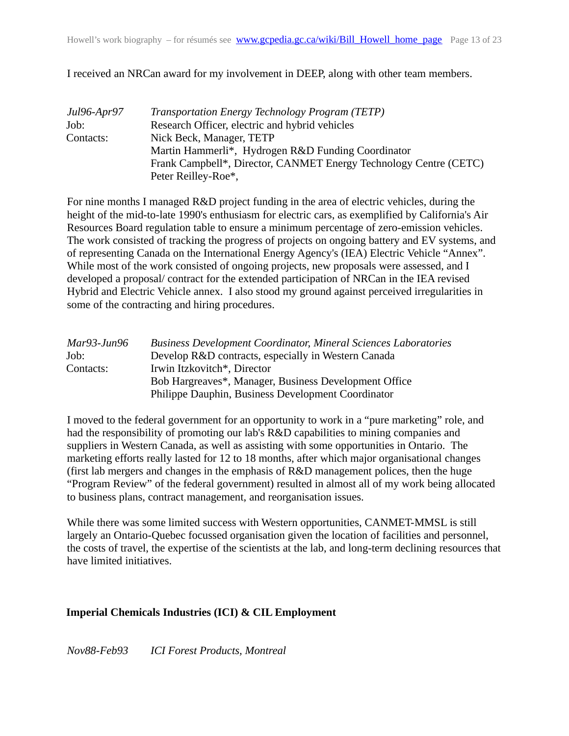I received an NRCan award for my involvement in DEEP, along with other team members.

| | |
|---|---|
| *Jul96-Apr97* | *Transportation Energy Technology Program (TETP)* |
| Job: | Research Officer, electric and hybrid vehicles |
| Contacts: | Nick Beck, Manager, TETP |
| | Martin Hammerli*, Hydrogen R&D Funding Coordinator |
| | Frank Campbell*, Director, CANMET Energy Technology Centre (CETC) |
| | Peter Reilley-Roe*, |

For nine months I managed R&D project funding in the area of electric vehicles, during the height of the mid-to-late 1990's enthusiasm for electric cars, as exemplified by California's Air Resources Board regulation table to ensure a minimum percentage of zero-emission vehicles. The work consisted of tracking the progress of projects on ongoing battery and EV systems, and of representing Canada on the International Energy Agency's (IEA) Electric Vehicle "Annex". While most of the work consisted of ongoing projects, new proposals were assessed, and I developed a proposal/ contract for the extended participation of NRCan in the IEA revised Hybrid and Electric Vehicle annex. I also stood my ground against perceived irregularities in some of the contracting and hiring procedures.

| | |
|---|---|
| *Mar93-Jun96* | *Business Development Coordinator, Mineral Sciences Laboratories* |
| Job: | Develop R&D contracts, especially in Western Canada |
| Contacts: | Irwin Itzkovitch*, Director |
| | Bob Hargreaves*, Manager, Business Development Office |
| | Philippe Dauphin, Business Development Coordinator |

I moved to the federal government for an opportunity to work in a "pure marketing" role, and had the responsibility of promoting our lab's R&D capabilities to mining companies and suppliers in Western Canada, as well as assisting with some opportunities in Ontario. The marketing efforts really lasted for 12 to 18 months, after which major organisational changes (first lab mergers and changes in the emphasis of R&D management polices, then the huge "Program Review" of the federal government) resulted in almost all of my work being allocated to business plans, contract management, and reorganisation issues.

While there was some limited success with Western opportunities, CANMET-MMSL is still largely an Ontario-Quebec focussed organisation given the location of facilities and personnel, the costs of travel, the expertise of the scientists at the lab, and long-term declining resources that have limited initiatives.

**Imperial Chemicals Industries (ICI) & CIL Employment**

*Nov88-Feb93* *ICI Forest Products, Montreal*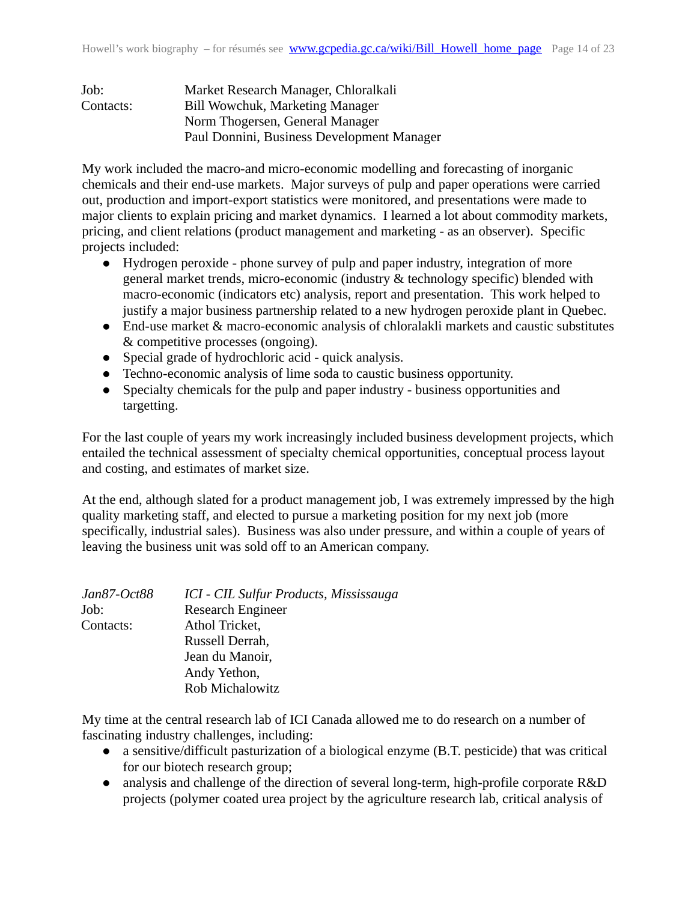| | |
|---|---|
| Job: | Market Research Manager, Chloralkali |
| Contacts: | Bill Wowchuk, Marketing Manager |
| | Norm Thogersen, General Manager |
| | Paul Donnini, Business Development Manager |

My work included the macro-and micro-economic modelling and forecasting of inorganic chemicals and their end-use markets. Major surveys of pulp and paper operations were carried out, production and import-export statistics were monitored, and presentations were made to major clients to explain pricing and market dynamics. I learned a lot about commodity markets, pricing, and client relations (product management and marketing - as an observer). Specific projects included:

- Hydrogen peroxide - phone survey of pulp and paper industry, integration of more general market trends, micro-economic (industry & technology specific) blended with macro-economic (indicators etc) analysis, report and presentation. This work helped to justify a major business partnership related to a new hydrogen peroxide plant in Quebec.
- End-use market & macro-economic analysis of chloralakli markets and caustic substitutes & competitive processes (ongoing).
- Special grade of hydrochloric acid - quick analysis.
- Techno-economic analysis of lime soda to caustic business opportunity.
- Specialty chemicals for the pulp and paper industry - business opportunities and targetting.

For the last couple of years my work increasingly included business development projects, which entailed the technical assessment of specialty chemical opportunities, conceptual process layout and costing, and estimates of market size.

At the end, although slated for a product management job, I was extremely impressed by the high quality marketing staff, and elected to pursue a marketing position for my next job (more specifically, industrial sales). Business was also under pressure, and within a couple of years of leaving the business unit was sold off to an American company.

| | |
|---|---|
| *Jan87-Oct88* | *ICI - CIL Sulfur Products, Mississauga* |
| Job: | Research Engineer |
| Contacts: | Athol Tricket, |
| | Russell Derrah, |
| | Jean du Manoir, |
| | Andy Yethon, |
| | Rob Michalowitz |

My time at the central research lab of ICI Canada allowed me to do research on a number of fascinating industry challenges, including:

- a sensitive/difficult pasturization of a biological enzyme (B.T. pesticide) that was critical for our biotech research group;
- analysis and challenge of the direction of several long-term, high-profile corporate R&D projects (polymer coated urea project by the agriculture research lab, critical analysis of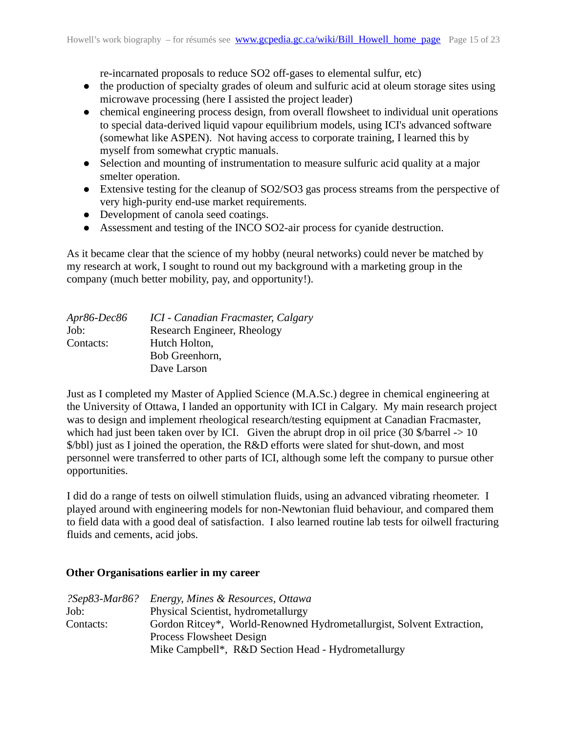re-incarnated proposals to reduce $SO_2$ off-gases to elemental sulfur, etc)

- the production of specialty grades of oleum and sulfuric acid at oleum storage sites using microwave processing (here I assisted the project leader)
- chemical engineering process design, from overall flowsheet to individual unit operations to special data-derived liquid vapour equilibrium models, using ICI's advanced software (somewhat like ASPEN). Not having access to corporate training, I learned this by myself from somewhat cryptic manuals.
- Selection and mounting of instrumentation to measure sulfuric acid quality at a major smelter operation.
- Extensive testing for the cleanup of $SO_2$/$SO_3$ gas process streams from the perspective of very high-purity end-use market requirements.
- Development of canola seed coatings.
- Assessment and testing of the INCO $SO_2$-air process for cyanide destruction.

As it became clear that the science of my hobby (neural networks) could never be matched by my research at work, I sought to round out my background with a marketing group in the company (much better mobility, pay, and opportunity!).

| | |
|---|---|
| *Apr86-Dec86* | *ICI - Canadian Fracmaster, Calgary* |
| Job: | Research Engineer, Rheology |
| Contacts: | Hutch Holton, |
| | Bob Greenhorn, |
| | Dave Larson |

Just as I completed my Master of Applied Science (M.A.Sc.) degree in chemical engineering at the University of Ottawa, I landed an opportunity with ICI in Calgary. My main research project was to design and implement rheological research/testing equipment at Canadian Fracmaster, which had just been taken over by ICI. Given the abrupt drop in oil price (30 $/barrel -> 10 $/bbl) just as I joined the operation, the R&D efforts were slated for shut-down, and most personnel were transferred to other parts of ICI, although some left the company to pursue other opportunities.

I did do a range of tests on oilwell stimulation fluids, using an advanced vibrating rheometer. I played around with engineering models for non-Newtonian fluid behaviour, and compared them to field data with a good deal of satisfaction. I also learned routine lab tests for oilwell fracturing fluids and cements, acid jobs.

**Other Organisations earlier in my career**

| | |
|---|---|
| *?Sep83-Mar86?* | *Energy, Mines & Resources, Ottawa* |
| Job: | Physical Scientist, hydrometallurgy |
| Contacts: | Gordon Ritcey*, World-Renowned Hydrometallurgist, Solvent Extraction, Process Flowsheet Design |
| | Mike Campbell*, R&D Section Head - Hydrometallurgy |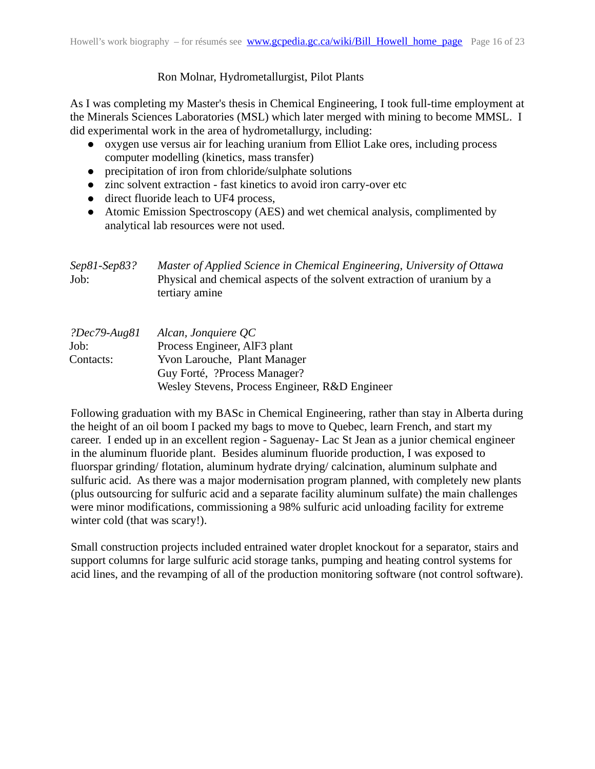Ron Molnar, Hydrometallurgist, Pilot Plants

As I was completing my Master's thesis in Chemical Engineering, I took full-time employment at the Minerals Sciences Laboratories (MSL) which later merged with mining to become MMSL. I did experimental work in the area of hydrometallurgy, including:

- oxygen use versus air for leaching uranium from Elliot Lake ores, including process computer modelling (kinetics, mass transfer)
- precipitation of iron from chloride/sulphate solutions
- zinc solvent extraction - fast kinetics to avoid iron carry-over etc
- direct fluoride leach to UF4 process,
- Atomic Emission Spectroscopy (AES) and wet chemical analysis, complimented by analytical lab resources were not used.

| | |
|---|---|
| *Sep81-Sep83?* | *Master of Applied Science in Chemical Engineering, University of Ottawa* |
| Job: | Physical and chemical aspects of the solvent extraction of uranium by a tertiary amine |

| | |
|---|---|
| *?Dec79-Aug81* | *Alcan, Jonquiere QC* |
| Job: | Process Engineer, AlF3 plant |
| Contacts: | Yvon Larouche, Plant Manager |
| | Guy Forté, ?Process Manager? |
| | Wesley Stevens, Process Engineer, R&D Engineer |

Following graduation with my BASc in Chemical Engineering, rather than stay in Alberta during the height of an oil boom I packed my bags to move to Quebec, learn French, and start my career. I ended up in an excellent region - Saguenay- Lac St Jean as a junior chemical engineer in the aluminum fluoride plant. Besides aluminum fluoride production, I was exposed to fluorspar grinding/ flotation, aluminum hydrate drying/ calcination, aluminum sulphate and sulfuric acid. As there was a major modernisation program planned, with completely new plants (plus outsourcing for sulfuric acid and a separate facility aluminum sulfate) the main challenges were minor modifications, commissioning a 98% sulfuric acid unloading facility for extreme winter cold (that was scary!).

Small construction projects included entrained water droplet knockout for a separator, stairs and support columns for large sulfuric acid storage tanks, pumping and heating control systems for acid lines, and the revamping of all of the production monitoring software (not control software).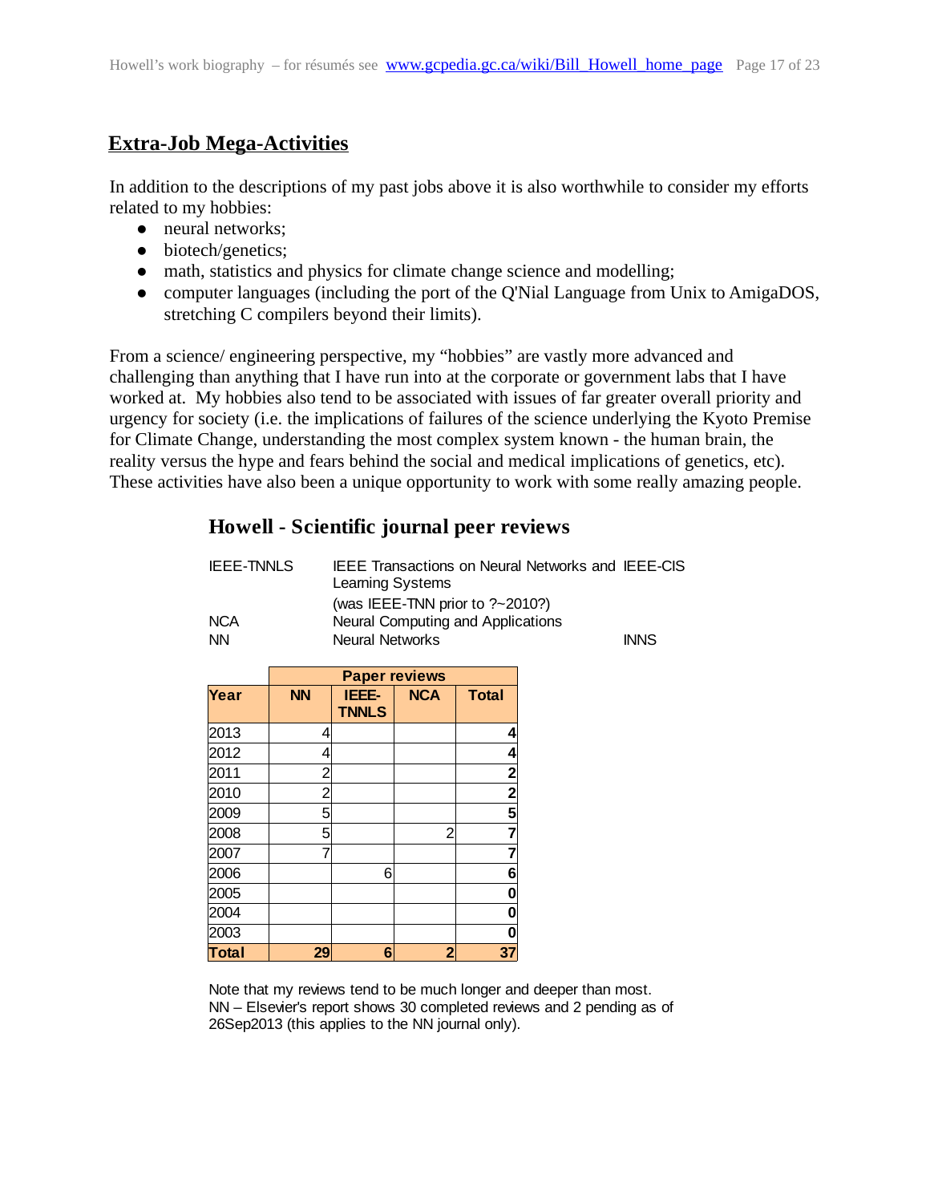## Extra-Job Mega-Activities

In addition to the descriptions of my past jobs above it is also worthwhile to consider my efforts related to my hobbies:

- neural networks;
- biotech/genetics;
- math, statistics and physics for climate change science and modelling;
- computer languages (including the port of the Q'Nial Language from Unix to AmigaDOS, stretching C compilers beyond their limits).

From a science/ engineering perspective, my "hobbies" are vastly more advanced and challenging than anything that I have run into at the corporate or government labs that I have worked at. My hobbies also tend to be associated with issues of far greater overall priority and urgency for society (i.e. the implications of failures of the science underlying the Kyoto Premise for Climate Change, understanding the most complex system known - the human brain, the reality versus the hype and fears behind the social and medical implications of genetics, etc). These activities have also been a unique opportunity to work with some really amazing people.

### Howell - Scientific journal peer reviews

| | | |
|---|---|---|
| IEEE-TNNLS | IEEE Transactions on Neural Networks and Learning Systems (was IEEE-TNN prior to ?~2010?) | IEEE-CIS |
| NCA | Neural Computing and Applications | |
| NN | Neural Networks | INNS |

| | Paper reviews | | | |
|---|---|---|---|---|
| **Year** | **NN** | **IEEE-TNNLS** | **NCA** | **Total** |
| 2013 | 4 | | | **4** |
| 2012 | 4 | | | **4** |
| 2011 | 2 | | | **2** |
| 2010 | 2 | | | **2** |
| 2009 | 5 | | | **5** |
| 2008 | 5 | | 2 | **7** |
| 2007 | 7 | | | **7** |
| 2006 | | 6 | | **6** |
| 2005 | | | | **0** |
| 2004 | | | | **0** |
| 2003 | | | | **0** |
| **Total** | **29** | **6** | **2** | **37** |

Note that my reviews tend to be much longer and deeper than most.
NN – Elsevier's report shows 30 completed reviews and 2 pending as of 26Sep2013 (this applies to the NN journal only).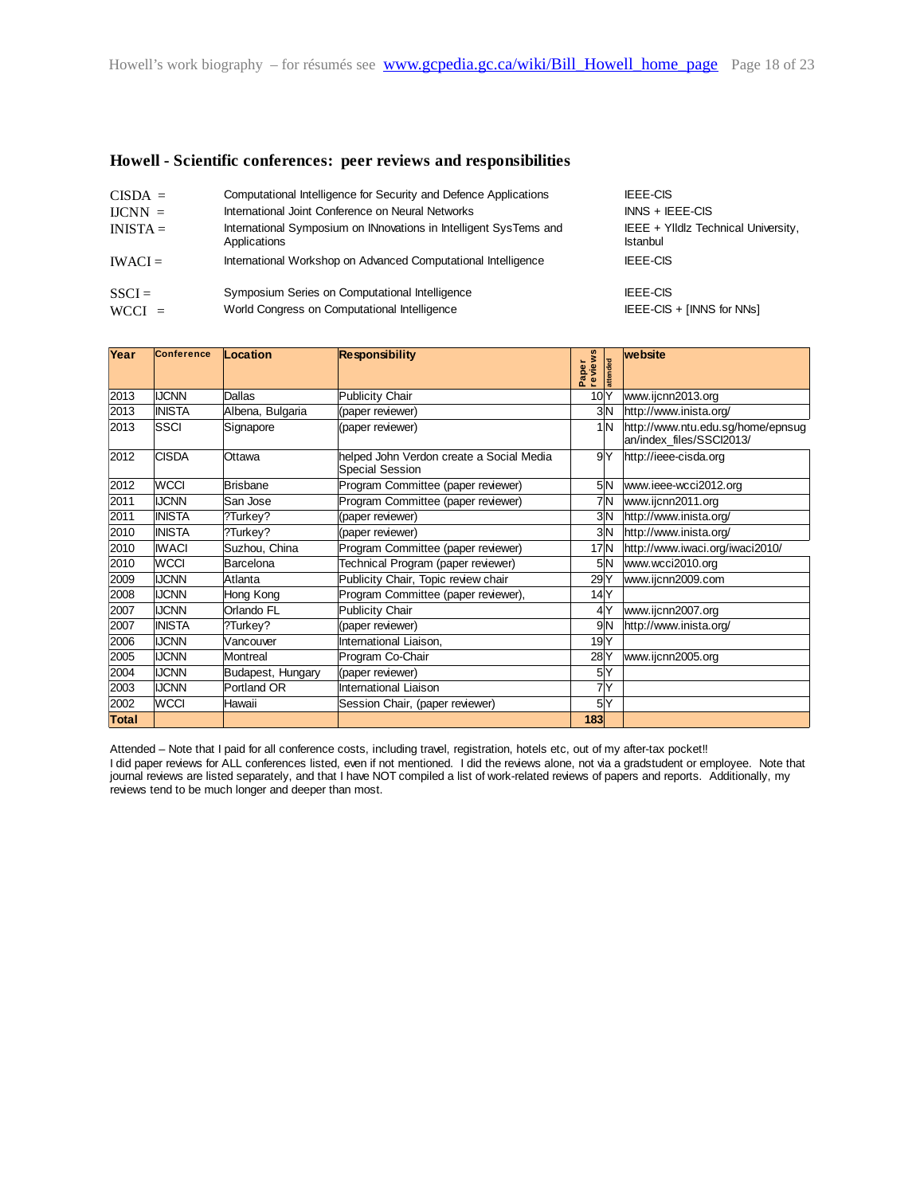## Howell - Scientific conferences: peer reviews and responsibilities

| | | |
|---|---|---|
| CISDA = | Computational Intelligence for Security and Defence Applications | IEEE-CIS |
| IJCNN = | International Joint Conference on Neural Networks | INNS + IEEE-CIS |
| INISTA = | International Symposium on INnovations in Intelligent SysTems and Applications | IEEE + YIldlz Technical University, Istanbul |
| IWACI = | International Workshop on Advanced Computational Intelligence | IEEE-CIS |
| SSCI = | Symposium Series on Computational Intelligence | IEEE-CIS |
| WCCI = | World Congress on Computational Intelligence | IEEE-CIS + [INNS for NNs] |

| Year | Conference | Location | Responsibility | Paper reviews | attended | website |
|---|---|---|---|---|---|---|
| 2013 | IJCNN | Dallas | Publicity Chair | 10 | Y | www.ijcnn2013.org |
| 2013 | INISTA | Albena, Bulgaria | (paper reviewer) | 3 | N | http://www.inista.org/ |
| 2013 | SSCI | Signapore | (paper reviewer) | 1 | N | http://www.ntu.edu.sg/home/epnsugan/index_files/SSCI2013/ |
| 2012 | CISDA | Ottawa | helped John Verdon create a Social Media Special Session | 9 | Y | http://ieee-cisda.org |
| 2012 | WCCI | Brisbane | Program Committee (paper reviewer) | 5 | N | www.ieee-wcci2012.org |
| 2011 | IJCNN | San Jose | Program Committee (paper reviewer) | 7 | N | www.ijcnn2011.org |
| 2011 | INISTA | ?Turkey? | (paper reviewer) | 3 | N | http://www.inista.org/ |
| 2010 | INISTA | ?Turkey? | (paper reviewer) | 3 | N | http://www.inista.org/ |
| 2010 | IWACI | Suzhou, China | Program Committee (paper reviewer) | 17 | N | http://www.iwaci.org/iwaci2010/ |
| 2010 | WCCI | Barcelona | Technical Program (paper reviewer) | 5 | N | www.wcci2010.org |
| 2009 | IJCNN | Atlanta | Publicity Chair, Topic review chair | 29 | Y | www.ijcnn2009.com |
| 2008 | IJCNN | Hong Kong | Program Committee (paper reviewer), | 14 | Y | |
| 2007 | IJCNN | Orlando FL | Publicity Chair | 4 | Y | www.ijcnn2007.org |
| 2007 | INISTA | ?Turkey? | (paper reviewer) | 9 | N | http://www.inista.org/ |
| 2006 | IJCNN | Vancouver | International Liaison, | 19 | Y | |
| 2005 | IJCNN | Montreal | Program Co-Chair | 28 | Y | www.ijcnn2005.org |
| 2004 | IJCNN | Budapest, Hungary | (paper reviewer) | 5 | Y | |
| 2003 | IJCNN | Portland OR | International Liaison | 7 | Y | |
| 2002 | WCCI | Hawaii | Session Chair, (paper reviewer) | 5 | Y | |
| **Total** | | | | **183** | | |

Attended – Note that I paid for all conference costs, including travel, registration, hotels etc, out of my after-tax pocket!!
I did paper reviews for ALL conferences listed, even if not mentioned. I did the reviews alone, not via a gradstudent or employee. Note that journal reviews are listed separately, and that I have NOT compiled a list of work-related reviews of papers and reports. Additionally, my reviews tend to be much longer and deeper than most.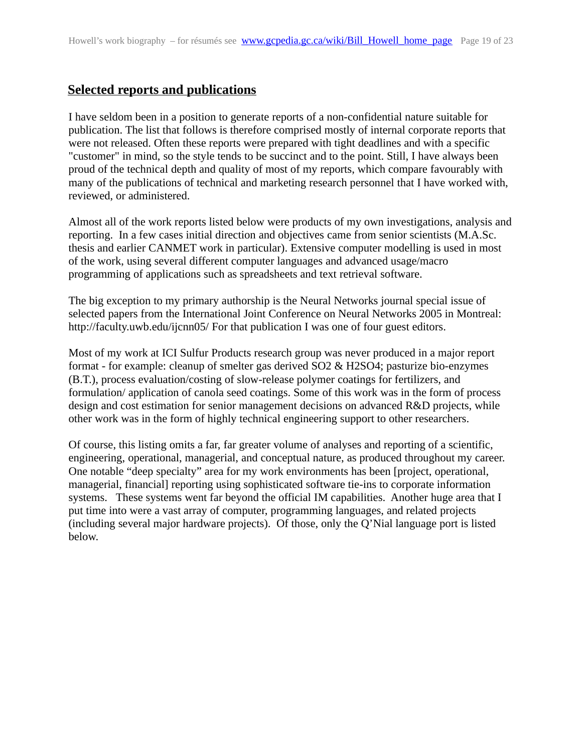## Selected reports and publications

I have seldom been in a position to generate reports of a non-confidential nature suitable for publication. The list that follows is therefore comprised mostly of internal corporate reports that were not released. Often these reports were prepared with tight deadlines and with a specific "customer" in mind, so the style tends to be succinct and to the point. Still, I have always been proud of the technical depth and quality of most of my reports, which compare favourably with many of the publications of technical and marketing research personnel that I have worked with, reviewed, or administered.

Almost all of the work reports listed below were products of my own investigations, analysis and reporting. In a few cases initial direction and objectives came from senior scientists (M.A.Sc. thesis and earlier CANMET work in particular). Extensive computer modelling is used in most of the work, using several different computer languages and advanced usage/macro programming of applications such as spreadsheets and text retrieval software.

The big exception to my primary authorship is the Neural Networks journal special issue of selected papers from the International Joint Conference on Neural Networks 2005 in Montreal: http://faculty.uwb.edu/ijcnn05/ For that publication I was one of four guest editors.

Most of my work at ICI Sulfur Products research group was never produced in a major report format - for example: cleanup of smelter gas derived $SO_2$ & $H_2SO_4$; pasturize bio-enzymes (B.T.), process evaluation/costing of slow-release polymer coatings for fertilizers, and formulation/ application of canola seed coatings. Some of this work was in the form of process design and cost estimation for senior management decisions on advanced R&D projects, while other work was in the form of highly technical engineering support to other researchers.

Of course, this listing omits a far, far greater volume of analyses and reporting of a scientific, engineering, operational, managerial, and conceptual nature, as produced throughout my career. One notable "deep specialty" area for my work environments has been [project, operational, managerial, financial] reporting using sophisticated software tie-ins to corporate information systems. These systems went far beyond the official IM capabilities. Another huge area that I put time into were a vast array of computer, programming languages, and related projects (including several major hardware projects). Of those, only the Q'Nial language port is listed below.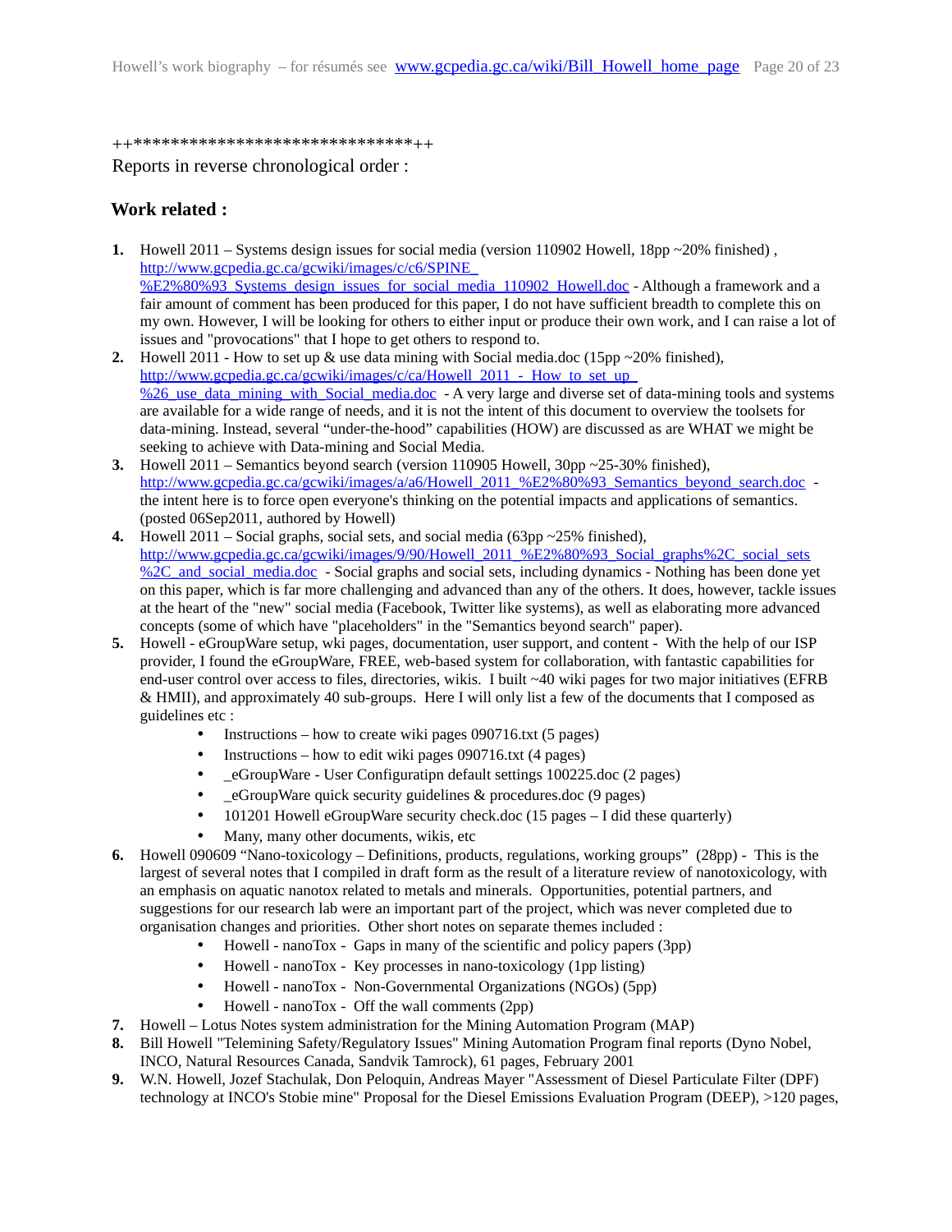++********************************++

Reports in reverse chronological order :

## Work related :

1. Howell 2011 – Systems design issues for social media (version 110902 Howell, 18pp ~20% finished) , http://www.gcpedia.gc.ca/gcwiki/images/c/c6/SPINE_%E2%80%93_Systems_design_issues_for_social_media_110902_Howell.doc - Although a framework and a fair amount of comment has been produced for this paper, I do not have sufficient breadth to complete this on my own. However, I will be looking for others to either input or produce their own work, and I can raise a lot of issues and "provocations" that I hope to get others to respond to.
2. Howell 2011 - How to set up & use data mining with Social media.doc (15pp ~20% finished), http://www.gcpedia.gc.ca/gcwiki/images/c/ca/Howell_2011_-_How_to_set_up_%26_use_data_mining_with_Social_media.doc - A very large and diverse set of data-mining tools and systems are available for a wide range of needs, and it is not the intent of this document to overview the toolsets for data-mining. Instead, several "under-the-hood" capabilities (HOW) are discussed as are WHAT we might be seeking to achieve with Data-mining and Social Media.
3. Howell 2011 – Semantics beyond search (version 110905 Howell, 30pp ~25-30% finished), http://www.gcpedia.gc.ca/gcwiki/images/a/a6/Howell_2011_%E2%80%93_Semantics_beyond_search.doc - the intent here is to force open everyone's thinking on the potential impacts and applications of semantics. (posted 06Sep2011, authored by Howell)
4. Howell 2011 – Social graphs, social sets, and social media (63pp ~25% finished), http://www.gcpedia.gc.ca/gcwiki/images/9/90/Howell_2011_%E2%80%93_Social_graphs%2C_social_sets%2C_and_social_media.doc - Social graphs and social sets, including dynamics - Nothing has been done yet on this paper, which is far more challenging and advanced than any of the others. It does, however, tackle issues at the heart of the "new" social media (Facebook, Twitter like systems), as well as elaborating more advanced concepts (some of which have "placeholders" in the "Semantics beyond search" paper).
5. Howell - eGroupWare setup, wki pages, documentation, user support, and content - With the help of our ISP provider, I found the eGroupWare, FREE, web-based system for collaboration, with fantastic capabilities for end-user control over access to files, directories, wikis. I built ~40 wiki pages for two major initiatives (EFRB & HMII), and approximately 40 sub-groups. Here I will only list a few of the documents that I composed as guidelines etc :
   - Instructions – how to create wiki pages 090716.txt (5 pages)
   - Instructions – how to edit wiki pages 090716.txt (4 pages)
   - _eGroupWare - User Configuratipn default settings 100225.doc (2 pages)
   - _eGroupWare quick security guidelines & procedures.doc (9 pages)
   - 101201 Howell eGroupWare security check.doc (15 pages – I did these quarterly)
   - Many, many other documents, wikis, etc
6. Howell 090609 "Nano-toxicology – Definitions, products, regulations, working groups" (28pp) - This is the largest of several notes that I compiled in draft form as the result of a literature review of nanotoxicology, with an emphasis on aquatic nanotox related to metals and minerals. Opportunities, potential partners, and suggestions for our research lab were an important part of the project, which was never completed due to organisation changes and priorities. Other short notes on separate themes included :
   - Howell - nanoTox - Gaps in many of the scientific and policy papers (3pp)
   - Howell - nanoTox - Key processes in nano-toxicology (1pp listing)
   - Howell - nanoTox - Non-Governmental Organizations (NGOs) (5pp)
   - Howell - nanoTox - Off the wall comments (2pp)
7. Howell – Lotus Notes system administration for the Mining Automation Program (MAP)
8. Bill Howell "Telemining Safety/Regulatory Issues" Mining Automation Program final reports (Dyno Nobel, INCO, Natural Resources Canada, Sandvik Tamrock), 61 pages, February 2001
9. W.N. Howell, Jozef Stachulak, Don Peloquin, Andreas Mayer "Assessment of Diesel Particulate Filter (DPF) technology at INCO's Stobie mine" Proposal for the Diesel Emissions Evaluation Program (DEEP), >120 pages,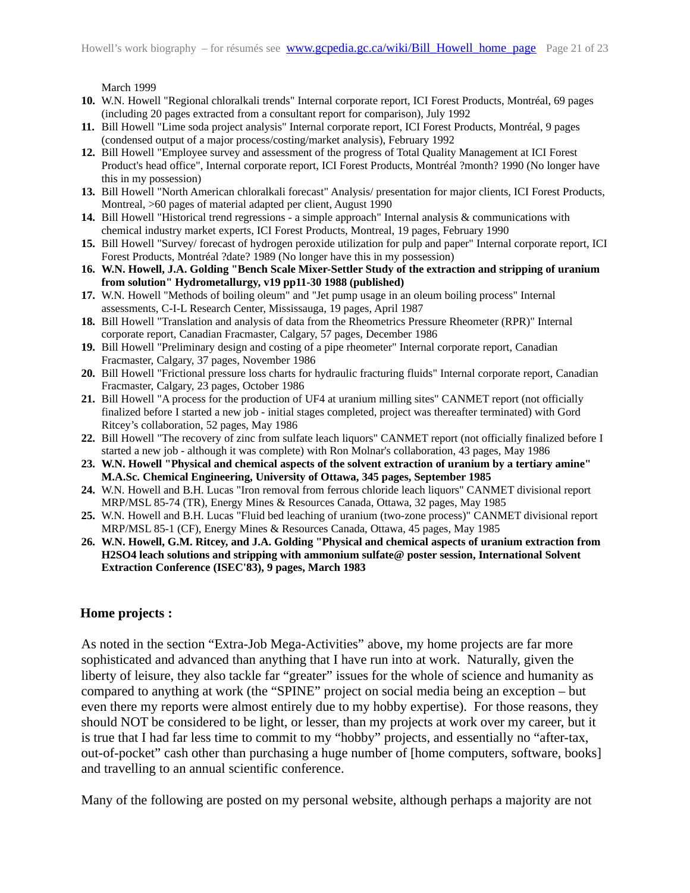March 1999

10. W.N. Howell "Regional chloralkali trends" Internal corporate report, ICI Forest Products, Montréal, 69 pages (including 20 pages extracted from a consultant report for comparison), July 1992
11. Bill Howell "Lime soda project analysis" Internal corporate report, ICI Forest Products, Montréal, 9 pages (condensed output of a major process/costing/market analysis), February 1992
12. Bill Howell "Employee survey and assessment of the progress of Total Quality Management at ICI Forest Product's head office", Internal corporate report, ICI Forest Products, Montréal ?month? 1990 (No longer have this in my possession)
13. Bill Howell "North American chloralkali forecast" Analysis/ presentation for major clients, ICI Forest Products, Montreal, >60 pages of material adapted per client, August 1990
14. Bill Howell "Historical trend regressions - a simple approach" Internal analysis & communications with chemical industry market experts, ICI Forest Products, Montreal, 19 pages, February 1990
15. Bill Howell "Survey/ forecast of hydrogen peroxide utilization for pulp and paper" Internal corporate report, ICI Forest Products, Montréal ?date? 1989 (No longer have this in my possession)
16. **W.N. Howell, J.A. Golding "Bench Scale Mixer-Settler Study of the extraction and stripping of uranium from solution" Hydrometallurgy, v19 pp11-30 1988 (published)**
17. W.N. Howell "Methods of boiling oleum" and "Jet pump usage in an oleum boiling process" Internal assessments, C-I-L Research Center, Mississauga, 19 pages, April 1987
18. Bill Howell "Translation and analysis of data from the Rheometrics Pressure Rheometer (RPR)" Internal corporate report, Canadian Fracmaster, Calgary, 57 pages, December 1986
19. Bill Howell "Preliminary design and costing of a pipe rheometer" Internal corporate report, Canadian Fracmaster, Calgary, 37 pages, November 1986
20. Bill Howell "Frictional pressure loss charts for hydraulic fracturing fluids" Internal corporate report, Canadian Fracmaster, Calgary, 23 pages, October 1986
21. Bill Howell "A process for the production of UF4 at uranium milling sites" CANMET report (not officially finalized before I started a new job - initial stages completed, project was thereafter terminated) with Gord Ritcey's collaboration, 52 pages, May 1986
22. Bill Howell "The recovery of zinc from sulfate leach liquors" CANMET report (not officially finalized before I started a new job - although it was complete) with Ron Molnar's collaboration, 43 pages, May 1986
23. **W.N. Howell "Physical and chemical aspects of the solvent extraction of uranium by a tertiary amine" M.A.Sc. Chemical Engineering, University of Ottawa, 345 pages, September 1985**
24. W.N. Howell and B.H. Lucas "Iron removal from ferrous chloride leach liquors" CANMET divisional report MRP/MSL 85-74 (TR), Energy Mines & Resources Canada, Ottawa, 32 pages, May 1985
25. W.N. Howell and B.H. Lucas "Fluid bed leaching of uranium (two-zone process)" CANMET divisional report MRP/MSL 85-1 (CF), Energy Mines & Resources Canada, Ottawa, 45 pages, May 1985
26. **W.N. Howell, G.M. Ritcey, and J.A. Golding "Physical and chemical aspects of uranium extraction from H2SO4 leach solutions and stripping with ammonium sulfate@ poster session, International Solvent Extraction Conference (ISEC'83), 9 pages, March 1983**

## Home projects :

As noted in the section "Extra-Job Mega-Activities" above, my home projects are far more sophisticated and advanced than anything that I have run into at work. Naturally, given the liberty of leisure, they also tackle far "greater" issues for the whole of science and humanity as compared to anything at work (the "SPINE" project on social media being an exception – but even there my reports were almost entirely due to my hobby expertise). For those reasons, they should NOT be considered to be light, or lesser, than my projects at work over my career, but it is true that I had far less time to commit to my "hobby" projects, and essentially no "after-tax, out-of-pocket" cash other than purchasing a huge number of [home computers, software, books] and travelling to an annual scientific conference.

Many of the following are posted on my personal website, although perhaps a majority are not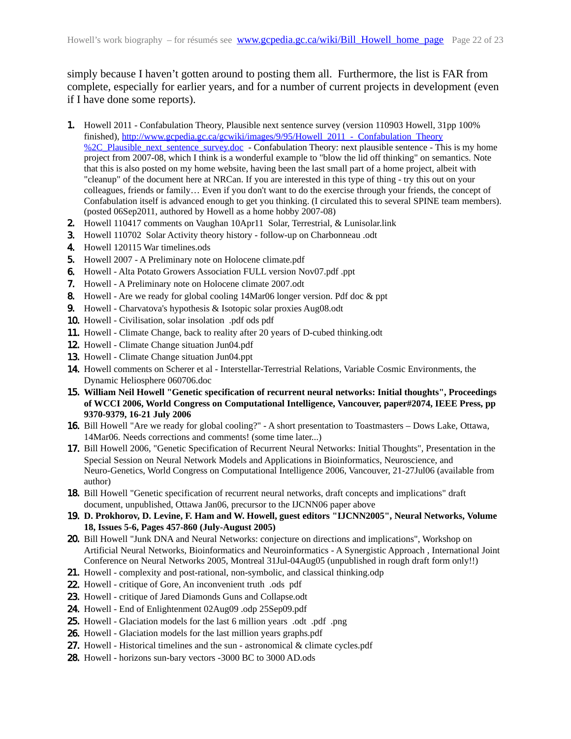simply because I haven't gotten around to posting them all. Furthermore, the list is FAR from complete, especially for earlier years, and for a number of current projects in development (even if I have done some reports).

1. Howell 2011 - Confabulation Theory, Plausible next sentence survey (version 110903 Howell, 31pp 100% finished), http://www.gcpedia.gc.ca/gcwiki/images/9/95/Howell_2011_-_Confabulation_Theory%2C_Plausible_next_sentence_survey.doc - Confabulation Theory: next plausible sentence - This is my home project from 2007-08, which I think is a wonderful example to "blow the lid off thinking" on semantics. Note that this is also posted on my home website, having been the last small part of a home project, albeit with "cleanup" of the document here at NRCan. If you are interested in this type of thing - try this out on your colleagues, friends or family… Even if you don't want to do the exercise through your friends, the concept of Confabulation itself is advanced enough to get you thinking. (I circulated this to several SPINE team members). (posted 06Sep2011, authored by Howell as a home hobby 2007-08)
2. Howell 110417 comments on Vaughan 10Apr11 Solar, Terrestrial, & Lunisolar.link
3. Howell 110702 Solar Activity theory history - follow-up on Charbonneau .odt
4. Howell 120115 War timelines.ods
5. Howell 2007 - A Preliminary note on Holocene climate.pdf
6. Howell - Alta Potato Growers Association FULL version Nov07.pdf .ppt
7. Howell - A Preliminary note on Holocene climate 2007.odt
8. Howell - Are we ready for global cooling 14Mar06 longer version. Pdf doc & ppt
9. Howell - Charvatova's hypothesis & Isotopic solar proxies Aug08.odt
10. Howell - Civilisation, solar insolation .pdf ods pdf
11. Howell - Climate Change, back to reality after 20 years of D-cubed thinking.odt
12. Howell - Climate Change situation Jun04.pdf
13. Howell - Climate Change situation Jun04.ppt
14. Howell comments on Scherer et al - Interstellar-Terrestrial Relations, Variable Cosmic Environments, the Dynamic Heliosphere 060706.doc
15. **William Neil Howell "Genetic specification of recurrent neural networks: Initial thoughts", Proceedings of WCCI 2006, World Congress on Computational Intelligence, Vancouver, paper#2074, IEEE Press, pp 9370-9379, 16-21 July 2006**
16. Bill Howell "Are we ready for global cooling?" - A short presentation to Toastmasters – Dows Lake, Ottawa, 14Mar06. Needs corrections and comments! (some time later...)
17. Bill Howell 2006, "Genetic Specification of Recurrent Neural Networks: Initial Thoughts", Presentation in the Special Session on Neural Network Models and Applications in Bioinformatics, Neuroscience, and Neuro-Genetics, World Congress on Computational Intelligence 2006, Vancouver, 21-27Jul06 (available from author)
18. Bill Howell "Genetic specification of recurrent neural networks, draft concepts and implications" draft document, unpublished, Ottawa Jan06, precursor to the IJCNN06 paper above
19. **D. Prokhorov, D. Levine, F. Ham and W. Howell, guest editors "IJCNN2005", Neural Networks, Volume 18, Issues 5-6, Pages 457-860 (July-August 2005)**
20. Bill Howell "Junk DNA and Neural Networks: conjecture on directions and implications", Workshop on Artificial Neural Networks, Bioinformatics and Neuroinformatics - A Synergistic Approach , International Joint Conference on Neural Networks 2005, Montreal 31Jul-04Aug05 (unpublished in rough draft form only!!)
21. Howell - complexity and post-rational, non-symbolic, and classical thinking.odp
22. Howell - critique of Gore, An inconvenient truth .ods pdf
23. Howell - critique of Jared Diamonds Guns and Collapse.odt
24. Howell - End of Enlightenment 02Aug09 .odp 25Sep09.pdf
25. Howell - Glaciation models for the last 6 million years .odt .pdf .png
26. Howell - Glaciation models for the last million years graphs.pdf
27. Howell - Historical timelines and the sun - astronomical & climate cycles.pdf
28. Howell - horizons sun-bary vectors -3000 BC to 3000 AD.ods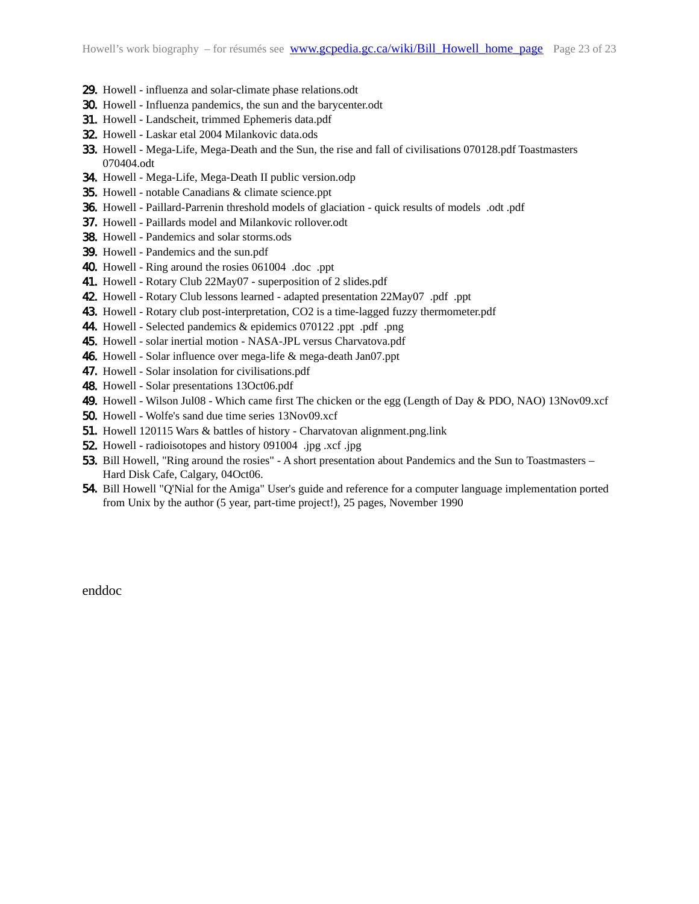29. Howell - influenza and solar-climate phase relations.odt
30. Howell - Influenza pandemics, the sun and the barycenter.odt
31. Howell - Landscheit, trimmed Ephemeris data.pdf
32. Howell - Laskar etal 2004 Milankovic data.ods
33. Howell - Mega-Life, Mega-Death and the Sun, the rise and fall of civilisations 070128.pdf Toastmasters 070404.odt
34. Howell - Mega-Life, Mega-Death II public version.odp
35. Howell - notable Canadians & climate science.ppt
36. Howell - Paillard-Parrenin threshold models of glaciation - quick results of models .odt .pdf
37. Howell - Paillards model and Milankovic rollover.odt
38. Howell - Pandemics and solar storms.ods
39. Howell - Pandemics and the sun.pdf
40. Howell - Ring around the rosies 061004 .doc .ppt
41. Howell - Rotary Club 22May07 - superposition of 2 slides.pdf
42. Howell - Rotary Club lessons learned - adapted presentation 22May07 .pdf .ppt
43. Howell - Rotary club post-interpretation, CO2 is a time-lagged fuzzy thermometer.pdf
44. Howell - Selected pandemics & epidemics 070122 .ppt .pdf .png
45. Howell - solar inertial motion - NASA-JPL versus Charvatova.pdf
46. Howell - Solar influence over mega-life & mega-death Jan07.ppt
47. Howell - Solar insolation for civilisations.pdf
48. Howell - Solar presentations 13Oct06.pdf
49. Howell - Wilson Jul08 - Which came first The chicken or the egg (Length of Day & PDO, NAO) 13Nov09.xcf
50. Howell - Wolfe's sand due time series 13Nov09.xcf
51. Howell 120115 Wars & battles of history - Charvatovan alignment.png.link
52. Howell - radioisotopes and history 091004 .jpg .xcf .jpg
53. Bill Howell, "Ring around the rosies" - A short presentation about Pandemics and the Sun to Toastmasters – Hard Disk Cafe, Calgary, 04Oct06.
54. Bill Howell "Q'Nial for the Amiga" User's guide and reference for a computer language implementation ported from Unix by the author (5 year, part-time project!), 25 pages, November 1990

enddoc